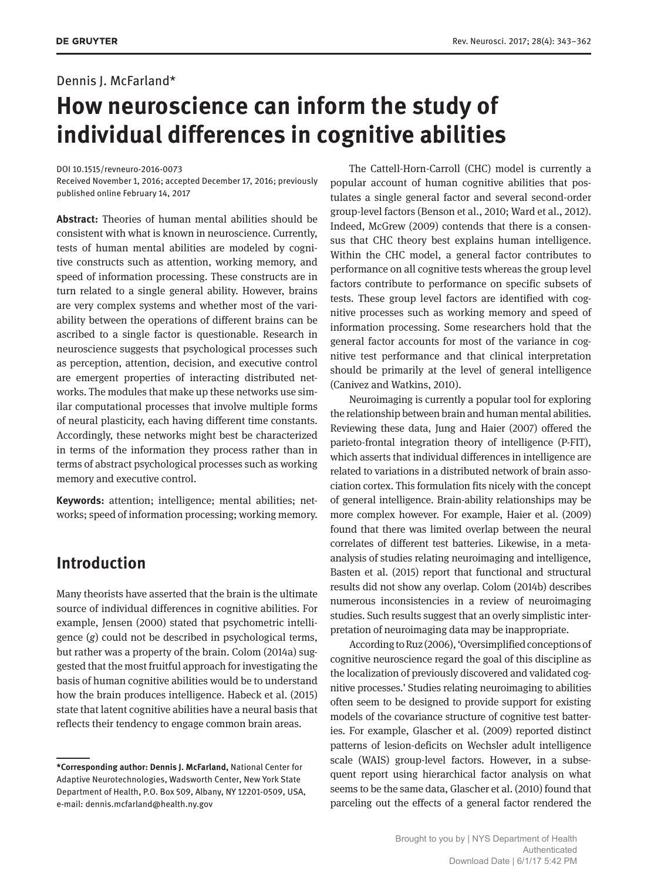Dennis J. McFarland*

# How neuroscience can inform the study of individual differences in cognitive abilities

DOI 10.1515/revneuro-2016-0073
Received November 1, 2016; accepted December 17, 2016; previously published online February 14, 2017

**Abstract:** Theories of human mental abilities should be consistent with what is known in neuroscience. Currently, tests of human mental abilities are modeled by cognitive constructs such as attention, working memory, and speed of information processing. These constructs are in turn related to a single general ability. However, brains are very complex systems and whether most of the variability between the operations of different brains can be ascribed to a single factor is questionable. Research in neuroscience suggests that psychological processes such as perception, attention, decision, and executive control are emergent properties of interacting distributed networks. The modules that make up these networks use similar computational processes that involve multiple forms of neural plasticity, each having different time constants. Accordingly, these networks might best be characterized in terms of the information they process rather than in terms of abstract psychological processes such as working memory and executive control.

**Keywords:** attention; intelligence; mental abilities; networks; speed of information processing; working memory.

## Introduction

Many theorists have asserted that the brain is the ultimate source of individual differences in cognitive abilities. For example, Jensen (2000) stated that psychometric intelligence (*g*) could not be described in psychological terms, but rather was a property of the brain. Colom (2014a) suggested that the most fruitful approach for investigating the basis of human cognitive abilities would be to understand how the brain produces intelligence. Habeck et al. (2015) state that latent cognitive abilities have a neural basis that reflects their tendency to engage common brain areas.

The Cattell-Horn-Carroll (CHC) model is currently a popular account of human cognitive abilities that postulates a single general factor and several second-order group-level factors (Benson et al., 2010; Ward et al., 2012). Indeed, McGrew (2009) contends that there is a consensus that CHC theory best explains human intelligence. Within the CHC model, a general factor contributes to performance on all cognitive tests whereas the group level factors contribute to performance on specific subsets of tests. These group level factors are identified with cognitive processes such as working memory and speed of information processing. Some researchers hold that the general factor accounts for most of the variance in cognitive test performance and that clinical interpretation should be primarily at the level of general intelligence (Canivez and Watkins, 2010).

Neuroimaging is currently a popular tool for exploring the relationship between brain and human mental abilities. Reviewing these data, Jung and Haier (2007) offered the parieto-frontal integration theory of intelligence (P-FIT), which asserts that individual differences in intelligence are related to variations in a distributed network of brain association cortex. This formulation fits nicely with the concept of general intelligence. Brain-ability relationships may be more complex however. For example, Haier et al. (2009) found that there was limited overlap between the neural correlates of different test batteries. Likewise, in a meta-analysis of studies relating neuroimaging and intelligence, Basten et al. (2015) report that functional and structural results did not show any overlap. Colom (2014b) describes numerous inconsistencies in a review of neuroimaging studies. Such results suggest that an overly simplistic interpretation of neuroimaging data may be inappropriate.

According to Ruz (2006), 'Oversimplified conceptions of cognitive neuroscience regard the goal of this discipline as the localization of previously discovered and validated cognitive processes.' Studies relating neuroimaging to abilities often seem to be designed to provide support for existing models of the covariance structure of cognitive test batteries. For example, Glascher et al. (2009) reported distinct patterns of lesion-deficits on Wechsler adult intelligence scale (WAIS) group-level factors. However, in a subsequent report using hierarchical factor analysis on what seems to be the same data, Glascher et al. (2010) found that parceling out the effects of a general factor rendered the

---

***Corresponding author: Dennis J. McFarland,** National Center for Adaptive Neurotechnologies, Wadsworth Center, New York State Department of Health, P.O. Box 509, Albany, NY 12201-0509, USA, e-mail: dennis.mcfarland@health.ny.gov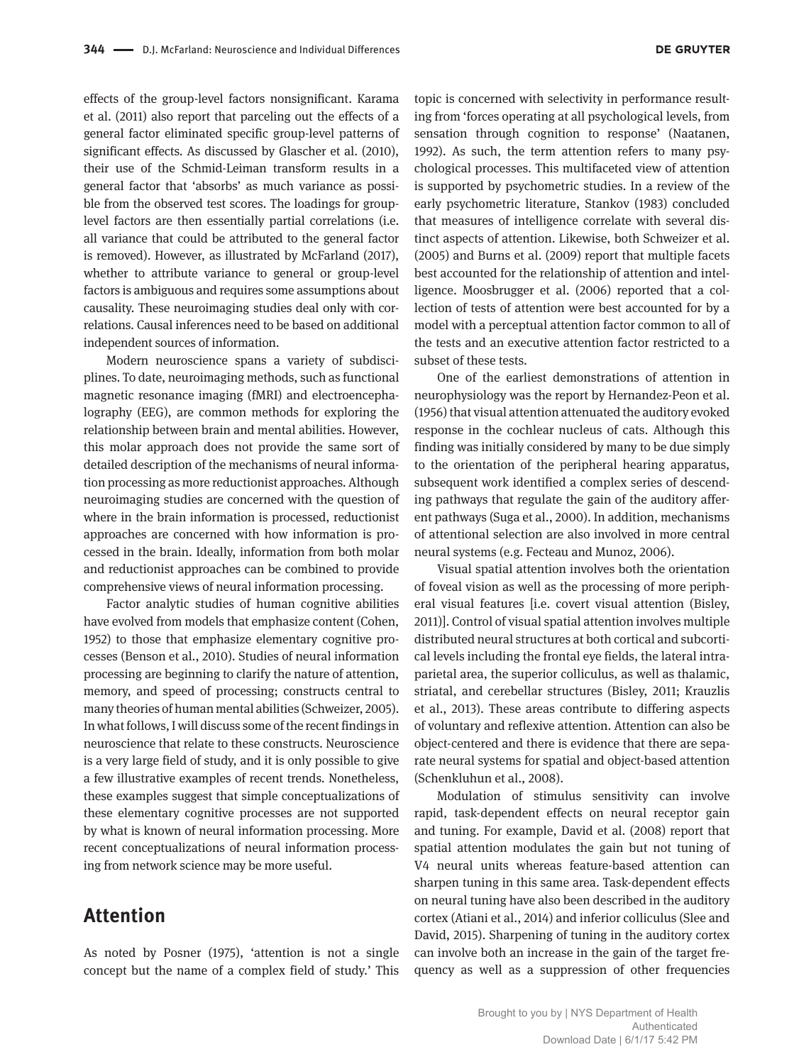effects of the group-level factors nonsignificant. Karama et al. (2011) also report that parceling out the effects of a general factor eliminated specific group-level patterns of significant effects. As discussed by Glascher et al. (2010), their use of the Schmid-Leiman transform results in a general factor that 'absorbs' as much variance as possible from the observed test scores. The loadings for group-level factors are then essentially partial correlations (i.e. all variance that could be attributed to the general factor is removed). However, as illustrated by McFarland (2017), whether to attribute variance to general or group-level factors is ambiguous and requires some assumptions about causality. These neuroimaging studies deal only with correlations. Causal inferences need to be based on additional independent sources of information.

Modern neuroscience spans a variety of subdisciplines. To date, neuroimaging methods, such as functional magnetic resonance imaging (fMRI) and electroencephalography (EEG), are common methods for exploring the relationship between brain and mental abilities. However, this molar approach does not provide the same sort of detailed description of the mechanisms of neural information processing as more reductionist approaches. Although neuroimaging studies are concerned with the question of where in the brain information is processed, reductionist approaches are concerned with how information is processed in the brain. Ideally, information from both molar and reductionist approaches can be combined to provide comprehensive views of neural information processing.

Factor analytic studies of human cognitive abilities have evolved from models that emphasize content (Cohen, 1952) to those that emphasize elementary cognitive processes (Benson et al., 2010). Studies of neural information processing are beginning to clarify the nature of attention, memory, and speed of processing; constructs central to many theories of human mental abilities (Schweizer, 2005). In what follows, I will discuss some of the recent findings in neuroscience that relate to these constructs. Neuroscience is a very large field of study, and it is only possible to give a few illustrative examples of recent trends. Nonetheless, these examples suggest that simple conceptualizations of these elementary cognitive processes are not supported by what is known of neural information processing. More recent conceptualizations of neural information processing from network science may be more useful.

## Attention

As noted by Posner (1975), 'attention is not a single concept but the name of a complex field of study.' This topic is concerned with selectivity in performance resulting from 'forces operating at all psychological levels, from sensation through cognition to response' (Naatanen, 1992). As such, the term attention refers to many psychological processes. This multifaceted view of attention is supported by psychometric studies. In a review of the early psychometric literature, Stankov (1983) concluded that measures of intelligence correlate with several distinct aspects of attention. Likewise, both Schweizer et al. (2005) and Burns et al. (2009) report that multiple facets best accounted for the relationship of attention and intelligence. Moosbrugger et al. (2006) reported that a collection of tests of attention were best accounted for by a model with a perceptual attention factor common to all of the tests and an executive attention factor restricted to a subset of these tests.

One of the earliest demonstrations of attention in neurophysiology was the report by Hernandez-Peon et al. (1956) that visual attention attenuated the auditory evoked response in the cochlear nucleus of cats. Although this finding was initially considered by many to be due simply to the orientation of the peripheral hearing apparatus, subsequent work identified a complex series of descending pathways that regulate the gain of the auditory afferent pathways (Suga et al., 2000). In addition, mechanisms of attentional selection are also involved in more central neural systems (e.g. Fecteau and Munoz, 2006).

Visual spatial attention involves both the orientation of foveal vision as well as the processing of more peripheral visual features [i.e. covert visual attention (Bisley, 2011)]. Control of visual spatial attention involves multiple distributed neural structures at both cortical and subcortical levels including the frontal eye fields, the lateral intraparietal area, the superior colliculus, as well as thalamic, striatal, and cerebellar structures (Bisley, 2011; Krauzlis et al., 2013). These areas contribute to differing aspects of voluntary and reflexive attention. Attention can also be object-centered and there is evidence that there are separate neural systems for spatial and object-based attention (Schenkluhun et al., 2008).

Modulation of stimulus sensitivity can involve rapid, task-dependent effects on neural receptor gain and tuning. For example, David et al. (2008) report that spatial attention modulates the gain but not tuning of V4 neural units whereas feature-based attention can sharpen tuning in this same area. Task-dependent effects on neural tuning have also been described in the auditory cortex (Atiani et al., 2014) and inferior colliculus (Slee and David, 2015). Sharpening of tuning in the auditory cortex can involve both an increase in the gain of the target frequency as well as a suppression of other frequencies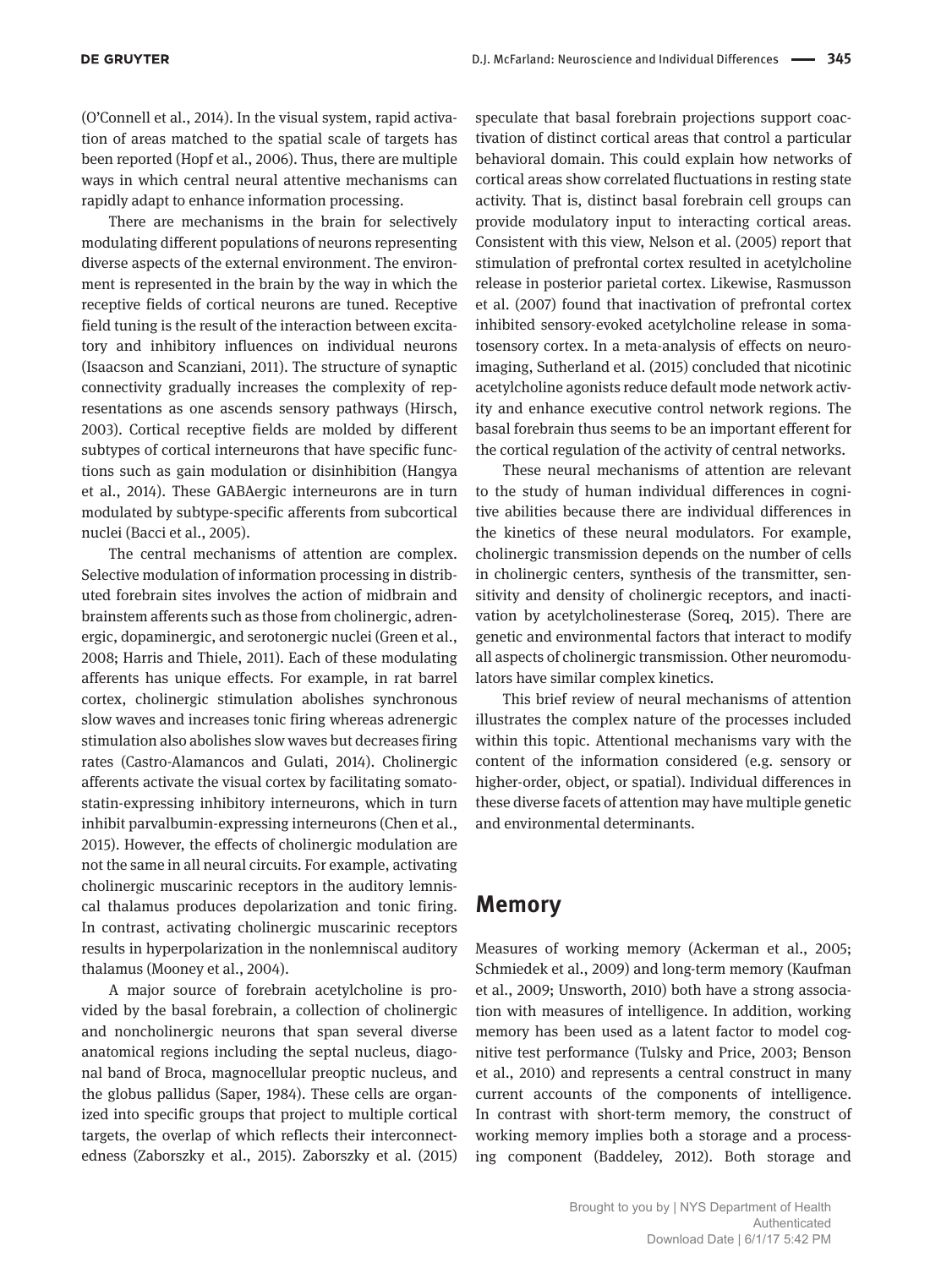(O'Connell et al., 2014). In the visual system, rapid activation of areas matched to the spatial scale of targets has been reported (Hopf et al., 2006). Thus, there are multiple ways in which central neural attentive mechanisms can rapidly adapt to enhance information processing.

There are mechanisms in the brain for selectively modulating different populations of neurons representing diverse aspects of the external environment. The environment is represented in the brain by the way in which the receptive fields of cortical neurons are tuned. Receptive field tuning is the result of the interaction between excitatory and inhibitory influences on individual neurons (Isaacson and Scanziani, 2011). The structure of synaptic connectivity gradually increases the complexity of representations as one ascends sensory pathways (Hirsch, 2003). Cortical receptive fields are molded by different subtypes of cortical interneurons that have specific functions such as gain modulation or disinhibition (Hangya et al., 2014). These GABAergic interneurons are in turn modulated by subtype-specific afferents from subcortical nuclei (Bacci et al., 2005).

The central mechanisms of attention are complex. Selective modulation of information processing in distributed forebrain sites involves the action of midbrain and brainstem afferents such as those from cholinergic, adrenergic, dopaminergic, and serotonergic nuclei (Green et al., 2008; Harris and Thiele, 2011). Each of these modulating afferents has unique effects. For example, in rat barrel cortex, cholinergic stimulation abolishes synchronous slow waves and increases tonic firing whereas adrenergic stimulation also abolishes slow waves but decreases firing rates (Castro-Alamancos and Gulati, 2014). Cholinergic afferents activate the visual cortex by facilitating somatostatin-expressing inhibitory interneurons, which in turn inhibit parvalbumin-expressing interneurons (Chen et al., 2015). However, the effects of cholinergic modulation are not the same in all neural circuits. For example, activating cholinergic muscarinic receptors in the auditory lemniscal thalamus produces depolarization and tonic firing. In contrast, activating cholinergic muscarinic receptors results in hyperpolarization in the nonlemniscal auditory thalamus (Mooney et al., 2004).

A major source of forebrain acetylcholine is provided by the basal forebrain, a collection of cholinergic and noncholinergic neurons that span several diverse anatomical regions including the septal nucleus, diagonal band of Broca, magnocellular preoptic nucleus, and the globus pallidus (Saper, 1984). These cells are organized into specific groups that project to multiple cortical targets, the overlap of which reflects their interconnectedness (Zaborszky et al., 2015). Zaborszky et al. (2015) speculate that basal forebrain projections support coactivation of distinct cortical areas that control a particular behavioral domain. This could explain how networks of cortical areas show correlated fluctuations in resting state activity. That is, distinct basal forebrain cell groups can provide modulatory input to interacting cortical areas. Consistent with this view, Nelson et al. (2005) report that stimulation of prefrontal cortex resulted in acetylcholine release in posterior parietal cortex. Likewise, Rasmusson et al. (2007) found that inactivation of prefrontal cortex inhibited sensory-evoked acetylcholine release in somatosensory cortex. In a meta-analysis of effects on neuroimaging, Sutherland et al. (2015) concluded that nicotinic acetylcholine agonists reduce default mode network activity and enhance executive control network regions. The basal forebrain thus seems to be an important efferent for the cortical regulation of the activity of central networks.

These neural mechanisms of attention are relevant to the study of human individual differences in cognitive abilities because there are individual differences in the kinetics of these neural modulators. For example, cholinergic transmission depends on the number of cells in cholinergic centers, synthesis of the transmitter, sensitivity and density of cholinergic receptors, and inactivation by acetylcholinesterase (Soreq, 2015). There are genetic and environmental factors that interact to modify all aspects of cholinergic transmission. Other neuromodulators have similar complex kinetics.

This brief review of neural mechanisms of attention illustrates the complex nature of the processes included within this topic. Attentional mechanisms vary with the content of the information considered (e.g. sensory or higher-order, object, or spatial). Individual differences in these diverse facets of attention may have multiple genetic and environmental determinants.

## Memory

Measures of working memory (Ackerman et al., 2005; Schmiedek et al., 2009) and long-term memory (Kaufman et al., 2009; Unsworth, 2010) both have a strong association with measures of intelligence. In addition, working memory has been used as a latent factor to model cognitive test performance (Tulsky and Price, 2003; Benson et al., 2010) and represents a central construct in many current accounts of the components of intelligence. In contrast with short-term memory, the construct of working memory implies both a storage and a processing component (Baddeley, 2012). Both storage and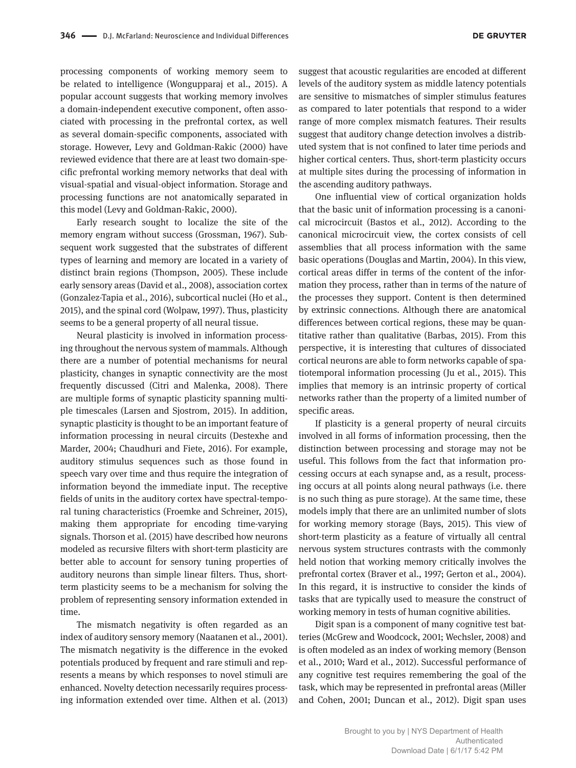processing components of working memory seem to be related to intelligence (Wongupparaj et al., 2015). A popular account suggests that working memory involves a domain-independent executive component, often associated with processing in the prefrontal cortex, as well as several domain-specific components, associated with storage. However, Levy and Goldman-Rakic (2000) have reviewed evidence that there are at least two domain-specific prefrontal working memory networks that deal with visual-spatial and visual-object information. Storage and processing functions are not anatomically separated in this model (Levy and Goldman-Rakic, 2000).

Early research sought to localize the site of the memory engram without success (Grossman, 1967). Subsequent work suggested that the substrates of different types of learning and memory are located in a variety of distinct brain regions (Thompson, 2005). These include early sensory areas (David et al., 2008), association cortex (Gonzalez-Tapia et al., 2016), subcortical nuclei (Ho et al., 2015), and the spinal cord (Wolpaw, 1997). Thus, plasticity seems to be a general property of all neural tissue.

Neural plasticity is involved in information processing throughout the nervous system of mammals. Although there are a number of potential mechanisms for neural plasticity, changes in synaptic connectivity are the most frequently discussed (Citri and Malenka, 2008). There are multiple forms of synaptic plasticity spanning multiple timescales (Larsen and Sjostrom, 2015). In addition, synaptic plasticity is thought to be an important feature of information processing in neural circuits (Destexhe and Marder, 2004; Chaudhuri and Fiete, 2016). For example, auditory stimulus sequences such as those found in speech vary over time and thus require the integration of information beyond the immediate input. The receptive fields of units in the auditory cortex have spectral-temporal tuning characteristics (Froemke and Schreiner, 2015), making them appropriate for encoding time-varying signals. Thorson et al. (2015) have described how neurons modeled as recursive filters with short-term plasticity are better able to account for sensory tuning properties of auditory neurons than simple linear filters. Thus, short-term plasticity seems to be a mechanism for solving the problem of representing sensory information extended in time.

The mismatch negativity is often regarded as an index of auditory sensory memory (Naatanen et al., 2001). The mismatch negativity is the difference in the evoked potentials produced by frequent and rare stimuli and represents a means by which responses to novel stimuli are enhanced. Novelty detection necessarily requires processing information extended over time. Althen et al. (2013) suggest that acoustic regularities are encoded at different levels of the auditory system as middle latency potentials are sensitive to mismatches of simpler stimulus features as compared to later potentials that respond to a wider range of more complex mismatch features. Their results suggest that auditory change detection involves a distributed system that is not confined to later time periods and higher cortical centers. Thus, short-term plasticity occurs at multiple sites during the processing of information in the ascending auditory pathways.

One influential view of cortical organization holds that the basic unit of information processing is a canonical microcircuit (Bastos et al., 2012). According to the canonical microcircuit view, the cortex consists of cell assemblies that all process information with the same basic operations (Douglas and Martin, 2004). In this view, cortical areas differ in terms of the content of the information they process, rather than in terms of the nature of the processes they support. Content is then determined by extrinsic connections. Although there are anatomical differences between cortical regions, these may be quantitative rather than qualitative (Barbas, 2015). From this perspective, it is interesting that cultures of dissociated cortical neurons are able to form networks capable of spatiotemporal information processing (Ju et al., 2015). This implies that memory is an intrinsic property of cortical networks rather than the property of a limited number of specific areas.

If plasticity is a general property of neural circuits involved in all forms of information processing, then the distinction between processing and storage may not be useful. This follows from the fact that information processing occurs at each synapse and, as a result, processing occurs at all points along neural pathways (i.e. there is no such thing as pure storage). At the same time, these models imply that there are an unlimited number of slots for working memory storage (Bays, 2015). This view of short-term plasticity as a feature of virtually all central nervous system structures contrasts with the commonly held notion that working memory critically involves the prefrontal cortex (Braver et al., 1997; Gerton et al., 2004). In this regard, it is instructive to consider the kinds of tasks that are typically used to measure the construct of working memory in tests of human cognitive abilities.

Digit span is a component of many cognitive test batteries (McGrew and Woodcock, 2001; Wechsler, 2008) and is often modeled as an index of working memory (Benson et al., 2010; Ward et al., 2012). Successful performance of any cognitive test requires remembering the goal of the task, which may be represented in prefrontal areas (Miller and Cohen, 2001; Duncan et al., 2012). Digit span uses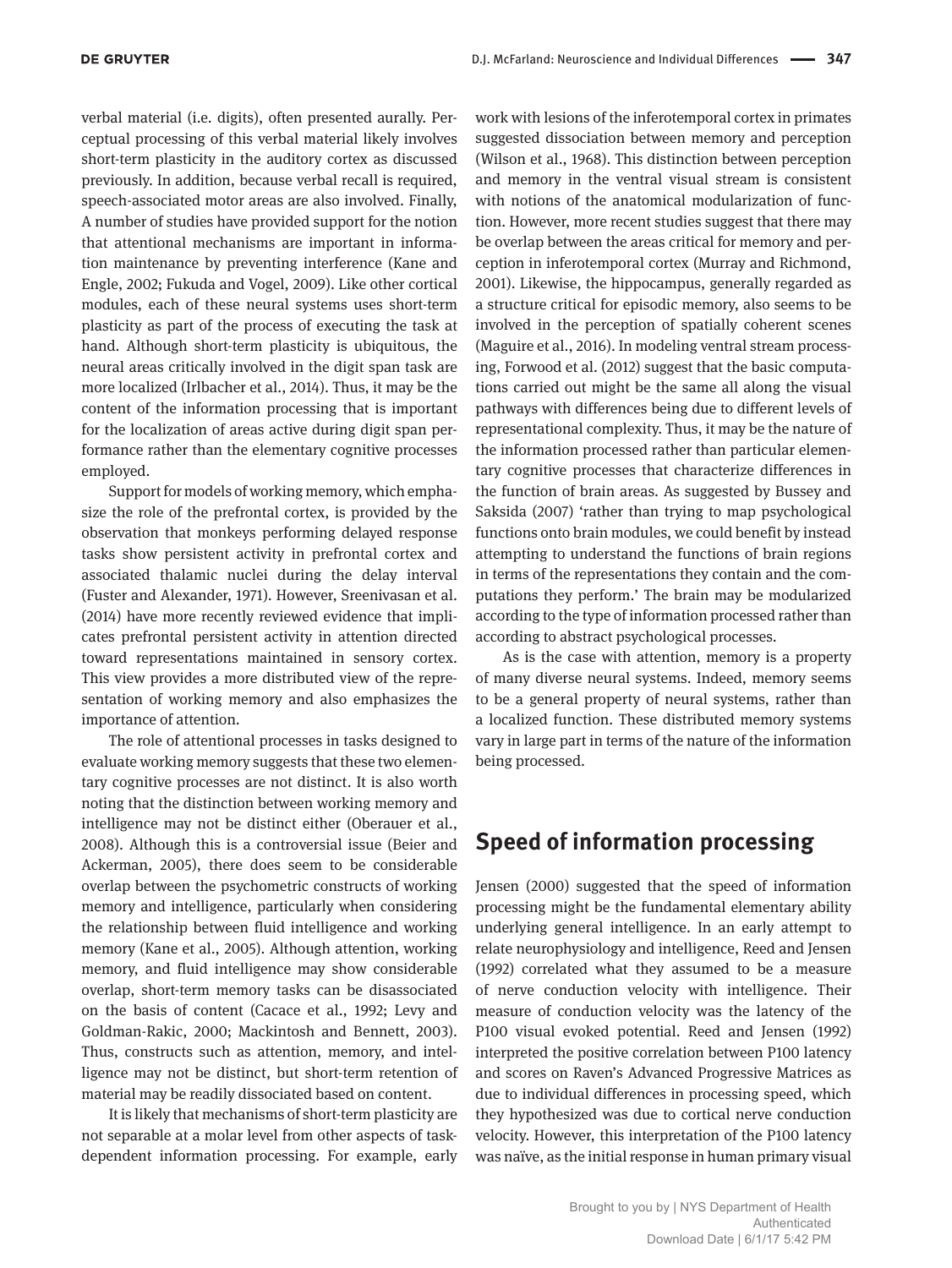verbal material (i.e. digits), often presented aurally. Perceptual processing of this verbal material likely involves short-term plasticity in the auditory cortex as discussed previously. In addition, because verbal recall is required, speech-associated motor areas are also involved. Finally, A number of studies have provided support for the notion that attentional mechanisms are important in information maintenance by preventing interference (Kane and Engle, 2002; Fukuda and Vogel, 2009). Like other cortical modules, each of these neural systems uses short-term plasticity as part of the process of executing the task at hand. Although short-term plasticity is ubiquitous, the neural areas critically involved in the digit span task are more localized (Irlbacher et al., 2014). Thus, it may be the content of the information processing that is important for the localization of areas active during digit span performance rather than the elementary cognitive processes employed.

Support for models of working memory, which emphasize the role of the prefrontal cortex, is provided by the observation that monkeys performing delayed response tasks show persistent activity in prefrontal cortex and associated thalamic nuclei during the delay interval (Fuster and Alexander, 1971). However, Sreenivasan et al. (2014) have more recently reviewed evidence that implicates prefrontal persistent activity in attention directed toward representations maintained in sensory cortex. This view provides a more distributed view of the representation of working memory and also emphasizes the importance of attention.

The role of attentional processes in tasks designed to evaluate working memory suggests that these two elementary cognitive processes are not distinct. It is also worth noting that the distinction between working memory and intelligence may not be distinct either (Oberauer et al., 2008). Although this is a controversial issue (Beier and Ackerman, 2005), there does seem to be considerable overlap between the psychometric constructs of working memory and intelligence, particularly when considering the relationship between fluid intelligence and working memory (Kane et al., 2005). Although attention, working memory, and fluid intelligence may show considerable overlap, short-term memory tasks can be disassociated on the basis of content (Cacace et al., 1992; Levy and Goldman-Rakic, 2000; Mackintosh and Bennett, 2003). Thus, constructs such as attention, memory, and intelligence may not be distinct, but short-term retention of material may be readily dissociated based on content.

It is likely that mechanisms of short-term plasticity are not separable at a molar level from other aspects of task-dependent information processing. For example, early work with lesions of the inferotemporal cortex in primates suggested dissociation between memory and perception (Wilson et al., 1968). This distinction between perception and memory in the ventral visual stream is consistent with notions of the anatomical modularization of function. However, more recent studies suggest that there may be overlap between the areas critical for memory and perception in inferotemporal cortex (Murray and Richmond, 2001). Likewise, the hippocampus, generally regarded as a structure critical for episodic memory, also seems to be involved in the perception of spatially coherent scenes (Maguire et al., 2016). In modeling ventral stream processing, Forwood et al. (2012) suggest that the basic computations carried out might be the same all along the visual pathways with differences being due to different levels of representational complexity. Thus, it may be the nature of the information processed rather than particular elementary cognitive processes that characterize differences in the function of brain areas. As suggested by Bussey and Saksida (2007) 'rather than trying to map psychological functions onto brain modules, we could benefit by instead attempting to understand the functions of brain regions in terms of the representations they contain and the computations they perform.' The brain may be modularized according to the type of information processed rather than according to abstract psychological processes.

As is the case with attention, memory is a property of many diverse neural systems. Indeed, memory seems to be a general property of neural systems, rather than a localized function. These distributed memory systems vary in large part in terms of the nature of the information being processed.

## Speed of information processing

Jensen (2000) suggested that the speed of information processing might be the fundamental elementary ability underlying general intelligence. In an early attempt to relate neurophysiology and intelligence, Reed and Jensen (1992) correlated what they assumed to be a measure of nerve conduction velocity with intelligence. Their measure of conduction velocity was the latency of the P100 visual evoked potential. Reed and Jensen (1992) interpreted the positive correlation between P100 latency and scores on Raven's Advanced Progressive Matrices as due to individual differences in processing speed, which they hypothesized was due to cortical nerve conduction velocity. However, this interpretation of the P100 latency was naïve, as the initial response in human primary visual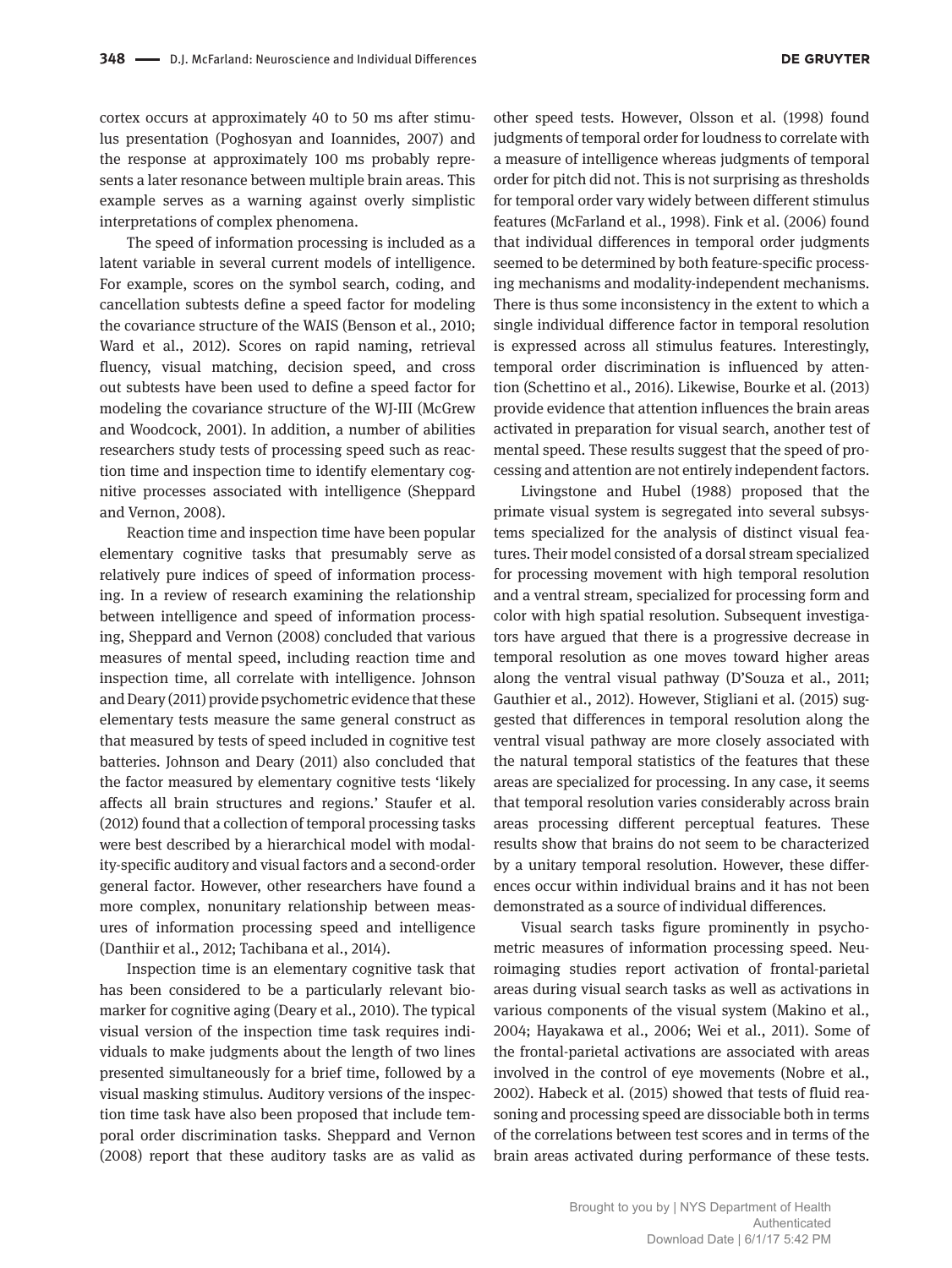cortex occurs at approximately 40 to 50 ms after stimulus presentation (Poghosyan and Ioannides, 2007) and the response at approximately 100 ms probably represents a later resonance between multiple brain areas. This example serves as a warning against overly simplistic interpretations of complex phenomena.

The speed of information processing is included as a latent variable in several current models of intelligence. For example, scores on the symbol search, coding, and cancellation subtests define a speed factor for modeling the covariance structure of the WAIS (Benson et al., 2010; Ward et al., 2012). Scores on rapid naming, retrieval fluency, visual matching, decision speed, and cross out subtests have been used to define a speed factor for modeling the covariance structure of the WJ-III (McGrew and Woodcock, 2001). In addition, a number of abilities researchers study tests of processing speed such as reaction time and inspection time to identify elementary cognitive processes associated with intelligence (Sheppard and Vernon, 2008).

Reaction time and inspection time have been popular elementary cognitive tasks that presumably serve as relatively pure indices of speed of information processing. In a review of research examining the relationship between intelligence and speed of information processing, Sheppard and Vernon (2008) concluded that various measures of mental speed, including reaction time and inspection time, all correlate with intelligence. Johnson and Deary (2011) provide psychometric evidence that these elementary tests measure the same general construct as that measured by tests of speed included in cognitive test batteries. Johnson and Deary (2011) also concluded that the factor measured by elementary cognitive tests 'likely affects all brain structures and regions.' Staufer et al. (2012) found that a collection of temporal processing tasks were best described by a hierarchical model with modality-specific auditory and visual factors and a second-order general factor. However, other researchers have found a more complex, nonunitary relationship between measures of information processing speed and intelligence (Danthiir et al., 2012; Tachibana et al., 2014).

Inspection time is an elementary cognitive task that has been considered to be a particularly relevant biomarker for cognitive aging (Deary et al., 2010). The typical visual version of the inspection time task requires individuals to make judgments about the length of two lines presented simultaneously for a brief time, followed by a visual masking stimulus. Auditory versions of the inspection time task have also been proposed that include temporal order discrimination tasks. Sheppard and Vernon (2008) report that these auditory tasks are as valid as other speed tests. However, Olsson et al. (1998) found judgments of temporal order for loudness to correlate with a measure of intelligence whereas judgments of temporal order for pitch did not. This is not surprising as thresholds for temporal order vary widely between different stimulus features (McFarland et al., 1998). Fink et al. (2006) found that individual differences in temporal order judgments seemed to be determined by both feature-specific processing mechanisms and modality-independent mechanisms. There is thus some inconsistency in the extent to which a single individual difference factor in temporal resolution is expressed across all stimulus features. Interestingly, temporal order discrimination is influenced by attention (Schettino et al., 2016). Likewise, Bourke et al. (2013) provide evidence that attention influences the brain areas activated in preparation for visual search, another test of mental speed. These results suggest that the speed of processing and attention are not entirely independent factors.

Livingstone and Hubel (1988) proposed that the primate visual system is segregated into several subsystems specialized for the analysis of distinct visual features. Their model consisted of a dorsal stream specialized for processing movement with high temporal resolution and a ventral stream, specialized for processing form and color with high spatial resolution. Subsequent investigators have argued that there is a progressive decrease in temporal resolution as one moves toward higher areas along the ventral visual pathway (D'Souza et al., 2011; Gauthier et al., 2012). However, Stigliani et al. (2015) suggested that differences in temporal resolution along the ventral visual pathway are more closely associated with the natural temporal statistics of the features that these areas are specialized for processing. In any case, it seems that temporal resolution varies considerably across brain areas processing different perceptual features. These results show that brains do not seem to be characterized by a unitary temporal resolution. However, these differences occur within individual brains and it has not been demonstrated as a source of individual differences.

Visual search tasks figure prominently in psychometric measures of information processing speed. Neuroimaging studies report activation of frontal-parietal areas during visual search tasks as well as activations in various components of the visual system (Makino et al., 2004; Hayakawa et al., 2006; Wei et al., 2011). Some of the frontal-parietal activations are associated with areas involved in the control of eye movements (Nobre et al., 2002). Habeck et al. (2015) showed that tests of fluid reasoning and processing speed are dissociable both in terms of the correlations between test scores and in terms of the brain areas activated during performance of these tests.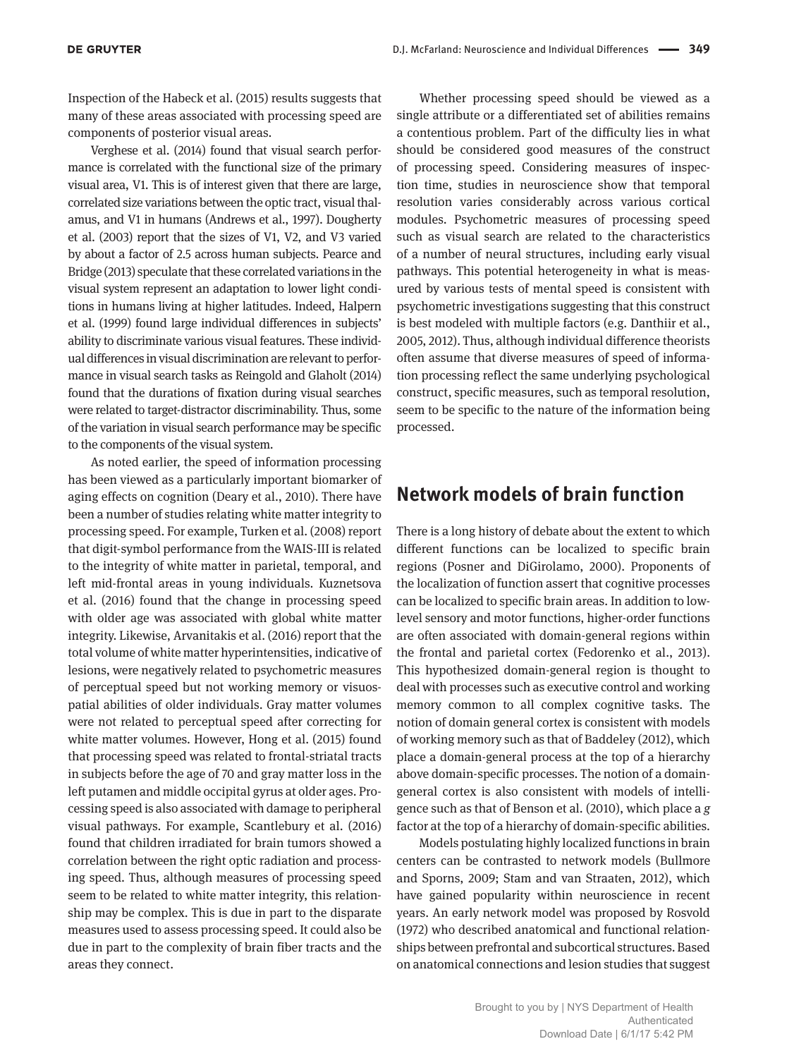Inspection of the Habeck et al. (2015) results suggests that many of these areas associated with processing speed are components of posterior visual areas.

Verghese et al. (2014) found that visual search performance is correlated with the functional size of the primary visual area, V1. This is of interest given that there are large, correlated size variations between the optic tract, visual thalamus, and V1 in humans (Andrews et al., 1997). Dougherty et al. (2003) report that the sizes of V1, V2, and V3 varied by about a factor of 2.5 across human subjects. Pearce and Bridge (2013) speculate that these correlated variations in the visual system represent an adaptation to lower light conditions in humans living at higher latitudes. Indeed, Halpern et al. (1999) found large individual differences in subjects' ability to discriminate various visual features. These individual differences in visual discrimination are relevant to performance in visual search tasks as Reingold and Glaholt (2014) found that the durations of fixation during visual searches were related to target-distractor discriminability. Thus, some of the variation in visual search performance may be specific to the components of the visual system.

As noted earlier, the speed of information processing has been viewed as a particularly important biomarker of aging effects on cognition (Deary et al., 2010). There have been a number of studies relating white matter integrity to processing speed. For example, Turken et al. (2008) report that digit-symbol performance from the WAIS-III is related to the integrity of white matter in parietal, temporal, and left mid-frontal areas in young individuals. Kuznetsova et al. (2016) found that the change in processing speed with older age was associated with global white matter integrity. Likewise, Arvanitakis et al. (2016) report that the total volume of white matter hyperintensities, indicative of lesions, were negatively related to psychometric measures of perceptual speed but not working memory or visuospatial abilities of older individuals. Gray matter volumes were not related to perceptual speed after correcting for white matter volumes. However, Hong et al. (2015) found that processing speed was related to frontal-striatal tracts in subjects before the age of 70 and gray matter loss in the left putamen and middle occipital gyrus at older ages. Processing speed is also associated with damage to peripheral visual pathways. For example, Scantlebury et al. (2016) found that children irradiated for brain tumors showed a correlation between the right optic radiation and processing speed. Thus, although measures of processing speed seem to be related to white matter integrity, this relationship may be complex. This is due in part to the disparate measures used to assess processing speed. It could also be due in part to the complexity of brain fiber tracts and the areas they connect.

Whether processing speed should be viewed as a single attribute or a differentiated set of abilities remains a contentious problem. Part of the difficulty lies in what should be considered good measures of the construct of processing speed. Considering measures of inspection time, studies in neuroscience show that temporal resolution varies considerably across various cortical modules. Psychometric measures of processing speed such as visual search are related to the characteristics of a number of neural structures, including early visual pathways. This potential heterogeneity in what is measured by various tests of mental speed is consistent with psychometric investigations suggesting that this construct is best modeled with multiple factors (e.g. Danthiir et al., 2005, 2012). Thus, although individual difference theorists often assume that diverse measures of speed of information processing reflect the same underlying psychological construct, specific measures, such as temporal resolution, seem to be specific to the nature of the information being processed.

## Network models of brain function

There is a long history of debate about the extent to which different functions can be localized to specific brain regions (Posner and DiGirolamo, 2000). Proponents of the localization of function assert that cognitive processes can be localized to specific brain areas. In addition to low-level sensory and motor functions, higher-order functions are often associated with domain-general regions within the frontal and parietal cortex (Fedorenko et al., 2013). This hypothesized domain-general region is thought to deal with processes such as executive control and working memory common to all complex cognitive tasks. The notion of domain general cortex is consistent with models of working memory such as that of Baddeley (2012), which place a domain-general process at the top of a hierarchy above domain-specific processes. The notion of a domain-general cortex is also consistent with models of intelligence such as that of Benson et al. (2010), which place a *g* factor at the top of a hierarchy of domain-specific abilities.

Models postulating highly localized functions in brain centers can be contrasted to network models (Bullmore and Sporns, 2009; Stam and van Straaten, 2012), which have gained popularity within neuroscience in recent years. An early network model was proposed by Rosvold (1972) who described anatomical and functional relationships between prefrontal and subcortical structures. Based on anatomical connections and lesion studies that suggest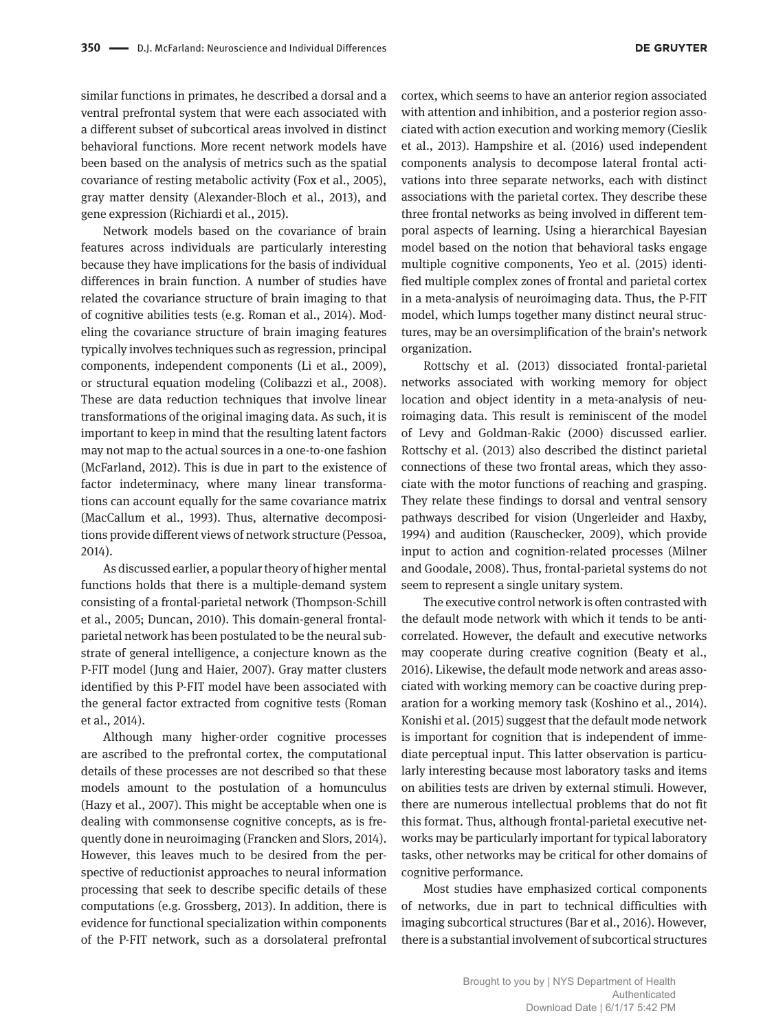similar functions in primates, he described a dorsal and a ventral prefrontal system that were each associated with a different subset of subcortical areas involved in distinct behavioral functions. More recent network models have been based on the analysis of metrics such as the spatial covariance of resting metabolic activity (Fox et al., 2005), gray matter density (Alexander-Bloch et al., 2013), and gene expression (Richiardi et al., 2015).

Network models based on the covariance of brain features across individuals are particularly interesting because they have implications for the basis of individual differences in brain function. A number of studies have related the covariance structure of brain imaging to that of cognitive abilities tests (e.g. Roman et al., 2014). Modeling the covariance structure of brain imaging features typically involves techniques such as regression, principal components, independent components (Li et al., 2009), or structural equation modeling (Colibazzi et al., 2008). These are data reduction techniques that involve linear transformations of the original imaging data. As such, it is important to keep in mind that the resulting latent factors may not map to the actual sources in a one-to-one fashion (McFarland, 2012). This is due in part to the existence of factor indeterminacy, where many linear transformations can account equally for the same covariance matrix (MacCallum et al., 1993). Thus, alternative decompositions provide different views of network structure (Pessoa, 2014).

As discussed earlier, a popular theory of higher mental functions holds that there is a multiple-demand system consisting of a frontal-parietal network (Thompson-Schill et al., 2005; Duncan, 2010). This domain-general frontal-parietal network has been postulated to be the neural substrate of general intelligence, a conjecture known as the P-FIT model (Jung and Haier, 2007). Gray matter clusters identified by this P-FIT model have been associated with the general factor extracted from cognitive tests (Roman et al., 2014).

Although many higher-order cognitive processes are ascribed to the prefrontal cortex, the computational details of these processes are not described so that these models amount to the postulation of a homunculus (Hazy et al., 2007). This might be acceptable when one is dealing with commonsense cognitive concepts, as is frequently done in neuroimaging (Francken and Slors, 2014). However, this leaves much to be desired from the perspective of reductionist approaches to neural information processing that seek to describe specific details of these computations (e.g. Grossberg, 2013). In addition, there is evidence for functional specialization within components of the P-FIT network, such as a dorsolateral prefrontal cortex, which seems to have an anterior region associated with attention and inhibition, and a posterior region associated with action execution and working memory (Cieslik et al., 2013). Hampshire et al. (2016) used independent components analysis to decompose lateral frontal activations into three separate networks, each with distinct associations with the parietal cortex. They describe these three frontal networks as being involved in different temporal aspects of learning. Using a hierarchical Bayesian model based on the notion that behavioral tasks engage multiple cognitive components, Yeo et al. (2015) identified multiple complex zones of frontal and parietal cortex in a meta-analysis of neuroimaging data. Thus, the P-FIT model, which lumps together many distinct neural structures, may be an oversimplification of the brain's network organization.

Rottschy et al. (2013) dissociated frontal-parietal networks associated with working memory for object location and object identity in a meta-analysis of neuroimaging data. This result is reminiscent of the model of Levy and Goldman-Rakic (2000) discussed earlier. Rottschy et al. (2013) also described the distinct parietal connections of these two frontal areas, which they associate with the motor functions of reaching and grasping. They relate these findings to dorsal and ventral sensory pathways described for vision (Ungerleider and Haxby, 1994) and audition (Rauschecker, 2009), which provide input to action and cognition-related processes (Milner and Goodale, 2008). Thus, frontal-parietal systems do not seem to represent a single unitary system.

The executive control network is often contrasted with the default mode network with which it tends to be anticorrelated. However, the default and executive networks may cooperate during creative cognition (Beaty et al., 2016). Likewise, the default mode network and areas associated with working memory can be coactive during preparation for a working memory task (Koshino et al., 2014). Konishi et al. (2015) suggest that the default mode network is important for cognition that is independent of immediate perceptual input. This latter observation is particularly interesting because most laboratory tasks and items on abilities tests are driven by external stimuli. However, there are numerous intellectual problems that do not fit this format. Thus, although frontal-parietal executive networks may be particularly important for typical laboratory tasks, other networks may be critical for other domains of cognitive performance.

Most studies have emphasized cortical components of networks, due in part to technical difficulties with imaging subcortical structures (Bar et al., 2016). However, there is a substantial involvement of subcortical structures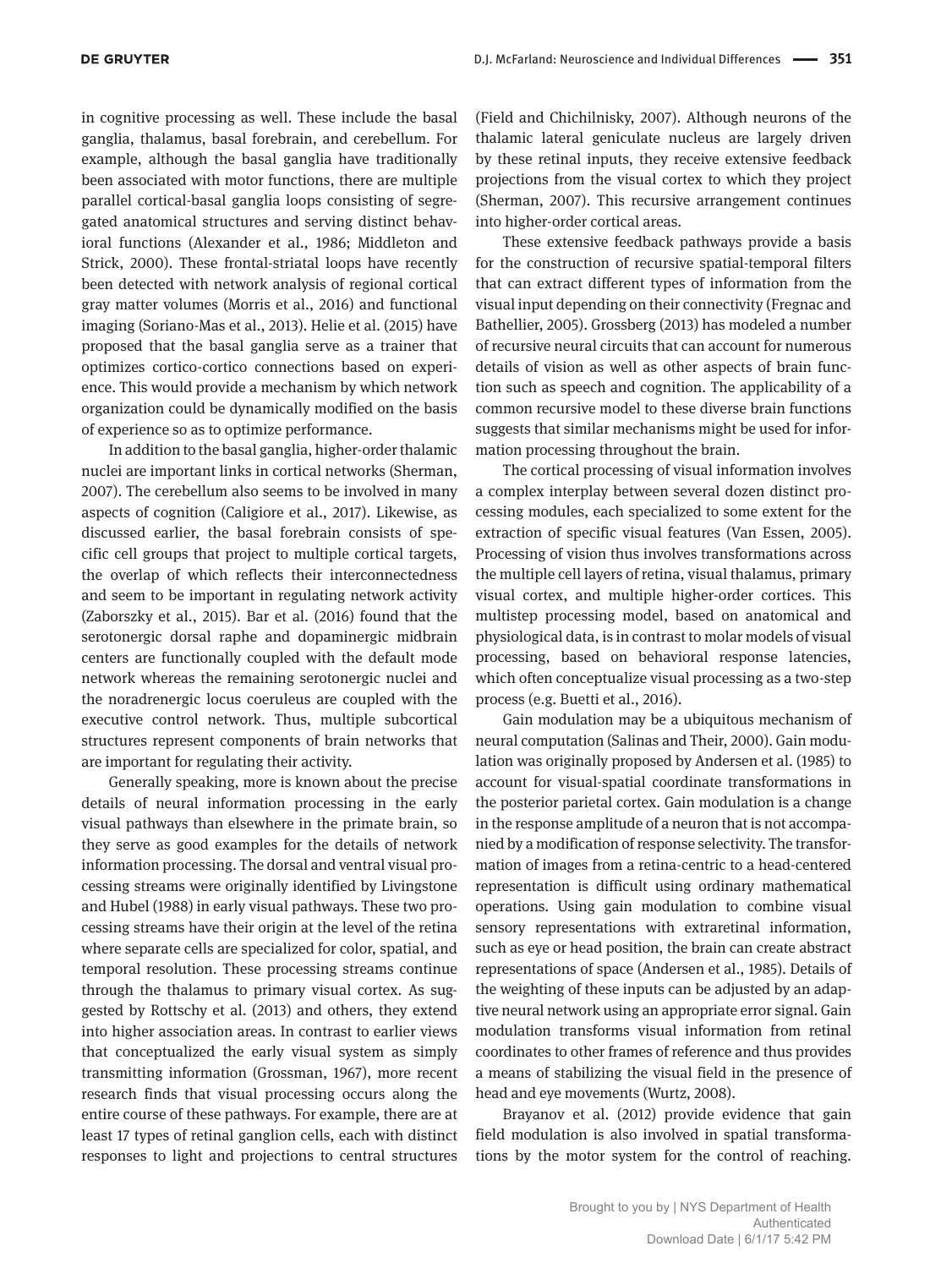in cognitive processing as well. These include the basal ganglia, thalamus, basal forebrain, and cerebellum. For example, although the basal ganglia have traditionally been associated with motor functions, there are multiple parallel cortical-basal ganglia loops consisting of segregated anatomical structures and serving distinct behavioral functions (Alexander et al., 1986; Middleton and Strick, 2000). These frontal-striatal loops have recently been detected with network analysis of regional cortical gray matter volumes (Morris et al., 2016) and functional imaging (Soriano-Mas et al., 2013). Helie et al. (2015) have proposed that the basal ganglia serve as a trainer that optimizes cortico-cortico connections based on experience. This would provide a mechanism by which network organization could be dynamically modified on the basis of experience so as to optimize performance.

In addition to the basal ganglia, higher-order thalamic nuclei are important links in cortical networks (Sherman, 2007). The cerebellum also seems to be involved in many aspects of cognition (Caligiore et al., 2017). Likewise, as discussed earlier, the basal forebrain consists of specific cell groups that project to multiple cortical targets, the overlap of which reflects their interconnectedness and seem to be important in regulating network activity (Zaborszky et al., 2015). Bar et al. (2016) found that the serotonergic dorsal raphe and dopaminergic midbrain centers are functionally coupled with the default mode network whereas the remaining serotonergic nuclei and the noradrenergic locus coeruleus are coupled with the executive control network. Thus, multiple subcortical structures represent components of brain networks that are important for regulating their activity.

Generally speaking, more is known about the precise details of neural information processing in the early visual pathways than elsewhere in the primate brain, so they serve as good examples for the details of network information processing. The dorsal and ventral visual processing streams were originally identified by Livingstone and Hubel (1988) in early visual pathways. These two processing streams have their origin at the level of the retina where separate cells are specialized for color, spatial, and temporal resolution. These processing streams continue through the thalamus to primary visual cortex. As suggested by Rottschy et al. (2013) and others, they extend into higher association areas. In contrast to earlier views that conceptualized the early visual system as simply transmitting information (Grossman, 1967), more recent research finds that visual processing occurs along the entire course of these pathways. For example, there are at least 17 types of retinal ganglion cells, each with distinct responses to light and projections to central structures (Field and Chichilnisky, 2007). Although neurons of the thalamic lateral geniculate nucleus are largely driven by these retinal inputs, they receive extensive feedback projections from the visual cortex to which they project (Sherman, 2007). This recursive arrangement continues into higher-order cortical areas.

These extensive feedback pathways provide a basis for the construction of recursive spatial-temporal filters that can extract different types of information from the visual input depending on their connectivity (Fregnac and Bathellier, 2005). Grossberg (2013) has modeled a number of recursive neural circuits that can account for numerous details of vision as well as other aspects of brain function such as speech and cognition. The applicability of a common recursive model to these diverse brain functions suggests that similar mechanisms might be used for information processing throughout the brain.

The cortical processing of visual information involves a complex interplay between several dozen distinct processing modules, each specialized to some extent for the extraction of specific visual features (Van Essen, 2005). Processing of vision thus involves transformations across the multiple cell layers of retina, visual thalamus, primary visual cortex, and multiple higher-order cortices. This multistep processing model, based on anatomical and physiological data, is in contrast to molar models of visual processing, based on behavioral response latencies, which often conceptualize visual processing as a two-step process (e.g. Buetti et al., 2016).

Gain modulation may be a ubiquitous mechanism of neural computation (Salinas and Their, 2000). Gain modulation was originally proposed by Andersen et al. (1985) to account for visual-spatial coordinate transformations in the posterior parietal cortex. Gain modulation is a change in the response amplitude of a neuron that is not accompanied by a modification of response selectivity. The transformation of images from a retina-centric to a head-centered representation is difficult using ordinary mathematical operations. Using gain modulation to combine visual sensory representations with extraretinal information, such as eye or head position, the brain can create abstract representations of space (Andersen et al., 1985). Details of the weighting of these inputs can be adjusted by an adaptive neural network using an appropriate error signal. Gain modulation transforms visual information from retinal coordinates to other frames of reference and thus provides a means of stabilizing the visual field in the presence of head and eye movements (Wurtz, 2008).

Brayanov et al. (2012) provide evidence that gain field modulation is also involved in spatial transformations by the motor system for the control of reaching.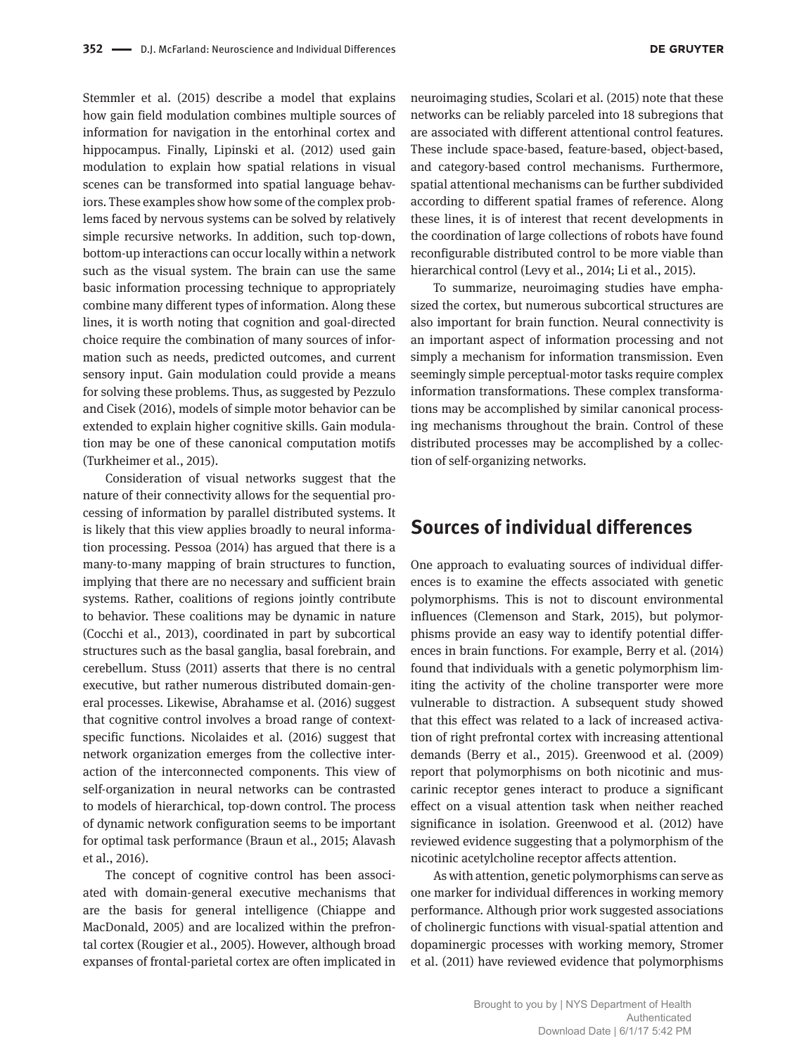Stemmler et al. (2015) describe a model that explains how gain field modulation combines multiple sources of information for navigation in the entorhinal cortex and hippocampus. Finally, Lipinski et al. (2012) used gain modulation to explain how spatial relations in visual scenes can be transformed into spatial language behaviors. These examples show how some of the complex problems faced by nervous systems can be solved by relatively simple recursive networks. In addition, such top-down, bottom-up interactions can occur locally within a network such as the visual system. The brain can use the same basic information processing technique to appropriately combine many different types of information. Along these lines, it is worth noting that cognition and goal-directed choice require the combination of many sources of information such as needs, predicted outcomes, and current sensory input. Gain modulation could provide a means for solving these problems. Thus, as suggested by Pezzulo and Cisek (2016), models of simple motor behavior can be extended to explain higher cognitive skills. Gain modulation may be one of these canonical computation motifs (Turkheimer et al., 2015).

Consideration of visual networks suggest that the nature of their connectivity allows for the sequential processing of information by parallel distributed systems. It is likely that this view applies broadly to neural information processing. Pessoa (2014) has argued that there is a many-to-many mapping of brain structures to function, implying that there are no necessary and sufficient brain systems. Rather, coalitions of regions jointly contribute to behavior. These coalitions may be dynamic in nature (Cocchi et al., 2013), coordinated in part by subcortical structures such as the basal ganglia, basal forebrain, and cerebellum. Stuss (2011) asserts that there is no central executive, but rather numerous distributed domain-general processes. Likewise, Abrahamse et al. (2016) suggest that cognitive control involves a broad range of context-specific functions. Nicolaides et al. (2016) suggest that network organization emerges from the collective interaction of the interconnected components. This view of self-organization in neural networks can be contrasted to models of hierarchical, top-down control. The process of dynamic network configuration seems to be important for optimal task performance (Braun et al., 2015; Alavash et al., 2016).

The concept of cognitive control has been associated with domain-general executive mechanisms that are the basis for general intelligence (Chiappe and MacDonald, 2005) and are localized within the prefrontal cortex (Rougier et al., 2005). However, although broad expanses of frontal-parietal cortex are often implicated in neuroimaging studies, Scolari et al. (2015) note that these networks can be reliably parceled into 18 subregions that are associated with different attentional control features. These include space-based, feature-based, object-based, and category-based control mechanisms. Furthermore, spatial attentional mechanisms can be further subdivided according to different spatial frames of reference. Along these lines, it is of interest that recent developments in the coordination of large collections of robots have found reconfigurable distributed control to be more viable than hierarchical control (Levy et al., 2014; Li et al., 2015).

To summarize, neuroimaging studies have emphasized the cortex, but numerous subcortical structures are also important for brain function. Neural connectivity is an important aspect of information processing and not simply a mechanism for information transmission. Even seemingly simple perceptual-motor tasks require complex information transformations. These complex transformations may be accomplished by similar canonical processing mechanisms throughout the brain. Control of these distributed processes may be accomplished by a collection of self-organizing networks.

## Sources of individual differences

One approach to evaluating sources of individual differences is to examine the effects associated with genetic polymorphisms. This is not to discount environmental influences (Clemenson and Stark, 2015), but polymorphisms provide an easy way to identify potential differences in brain functions. For example, Berry et al. (2014) found that individuals with a genetic polymorphism limiting the activity of the choline transporter were more vulnerable to distraction. A subsequent study showed that this effect was related to a lack of increased activation of right prefrontal cortex with increasing attentional demands (Berry et al., 2015). Greenwood et al. (2009) report that polymorphisms on both nicotinic and muscarinic receptor genes interact to produce a significant effect on a visual attention task when neither reached significance in isolation. Greenwood et al. (2012) have reviewed evidence suggesting that a polymorphism of the nicotinic acetylcholine receptor affects attention.

As with attention, genetic polymorphisms can serve as one marker for individual differences in working memory performance. Although prior work suggested associations of cholinergic functions with visual-spatial attention and dopaminergic processes with working memory, Stromer et al. (2011) have reviewed evidence that polymorphisms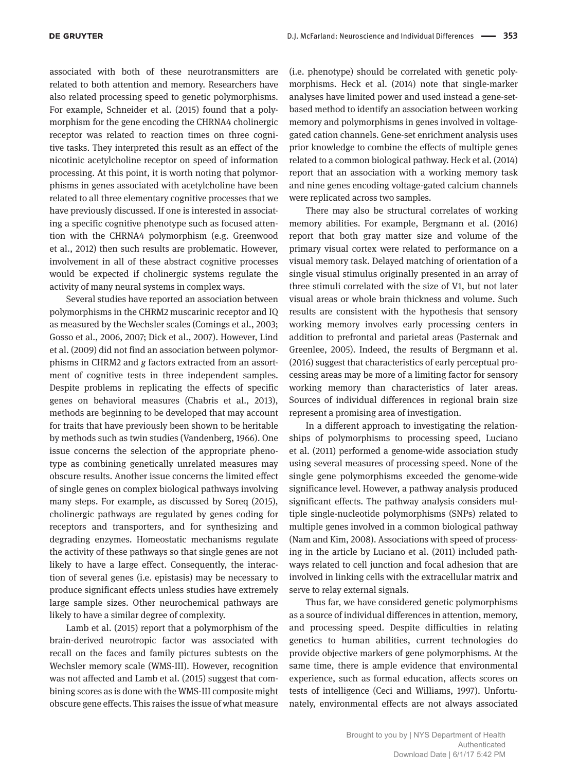associated with both of these neurotransmitters are related to both attention and memory. Researchers have also related processing speed to genetic polymorphisms. For example, Schneider et al. (2015) found that a polymorphism for the gene encoding the CHRNA4 cholinergic receptor was related to reaction times on three cognitive tasks. They interpreted this result as an effect of the nicotinic acetylcholine receptor on speed of information processing. At this point, it is worth noting that polymorphisms in genes associated with acetylcholine have been related to all three elementary cognitive processes that we have previously discussed. If one is interested in associating a specific cognitive phenotype such as focused attention with the CHRNA4 polymorphism (e.g. Greenwood et al., 2012) then such results are problematic. However, involvement in all of these abstract cognitive processes would be expected if cholinergic systems regulate the activity of many neural systems in complex ways.

Several studies have reported an association between polymorphisms in the CHRM2 muscarinic receptor and IQ as measured by the Wechsler scales (Comings et al., 2003; Gosso et al., 2006, 2007; Dick et al., 2007). However, Lind et al. (2009) did not find an association between polymorphisms in CHRM2 and *g* factors extracted from an assortment of cognitive tests in three independent samples. Despite problems in replicating the effects of specific genes on behavioral measures (Chabris et al., 2013), methods are beginning to be developed that may account for traits that have previously been shown to be heritable by methods such as twin studies (Vandenberg, 1966). One issue concerns the selection of the appropriate phenotype as combining genetically unrelated measures may obscure results. Another issue concerns the limited effect of single genes on complex biological pathways involving many steps. For example, as discussed by Soreq (2015), cholinergic pathways are regulated by genes coding for receptors and transporters, and for synthesizing and degrading enzymes. Homeostatic mechanisms regulate the activity of these pathways so that single genes are not likely to have a large effect. Consequently, the interaction of several genes (i.e. epistasis) may be necessary to produce significant effects unless studies have extremely large sample sizes. Other neurochemical pathways are likely to have a similar degree of complexity.

Lamb et al. (2015) report that a polymorphism of the brain-derived neurotropic factor was associated with recall on the faces and family pictures subtests on the Wechsler memory scale (WMS-III). However, recognition was not affected and Lamb et al. (2015) suggest that combining scores as is done with the WMS-III composite might obscure gene effects. This raises the issue of what measure (i.e. phenotype) should be correlated with genetic polymorphisms. Heck et al. (2014) note that single-marker analyses have limited power and used instead a gene-set-based method to identify an association between working memory and polymorphisms in genes involved in voltage-gated cation channels. Gene-set enrichment analysis uses prior knowledge to combine the effects of multiple genes related to a common biological pathway. Heck et al. (2014) report that an association with a working memory task and nine genes encoding voltage-gated calcium channels were replicated across two samples.

There may also be structural correlates of working memory abilities. For example, Bergmann et al. (2016) report that both gray matter size and volume of the primary visual cortex were related to performance on a visual memory task. Delayed matching of orientation of a single visual stimulus originally presented in an array of three stimuli correlated with the size of V1, but not later visual areas or whole brain thickness and volume. Such results are consistent with the hypothesis that sensory working memory involves early processing centers in addition to prefrontal and parietal areas (Pasternak and Greenlee, 2005). Indeed, the results of Bergmann et al. (2016) suggest that characteristics of early perceptual processing areas may be more of a limiting factor for sensory working memory than characteristics of later areas. Sources of individual differences in regional brain size represent a promising area of investigation.

In a different approach to investigating the relationships of polymorphisms to processing speed, Luciano et al. (2011) performed a genome-wide association study using several measures of processing speed. None of the single gene polymorphisms exceeded the genome-wide significance level. However, a pathway analysis produced significant effects. The pathway analysis considers multiple single-nucleotide polymorphisms (SNPs) related to multiple genes involved in a common biological pathway (Nam and Kim, 2008). Associations with speed of processing in the article by Luciano et al. (2011) included pathways related to cell junction and focal adhesion that are involved in linking cells with the extracellular matrix and serve to relay external signals.

Thus far, we have considered genetic polymorphisms as a source of individual differences in attention, memory, and processing speed. Despite difficulties in relating genetics to human abilities, current technologies do provide objective markers of gene polymorphisms. At the same time, there is ample evidence that environmental experience, such as formal education, affects scores on tests of intelligence (Ceci and Williams, 1997). Unfortunately, environmental effects are not always associated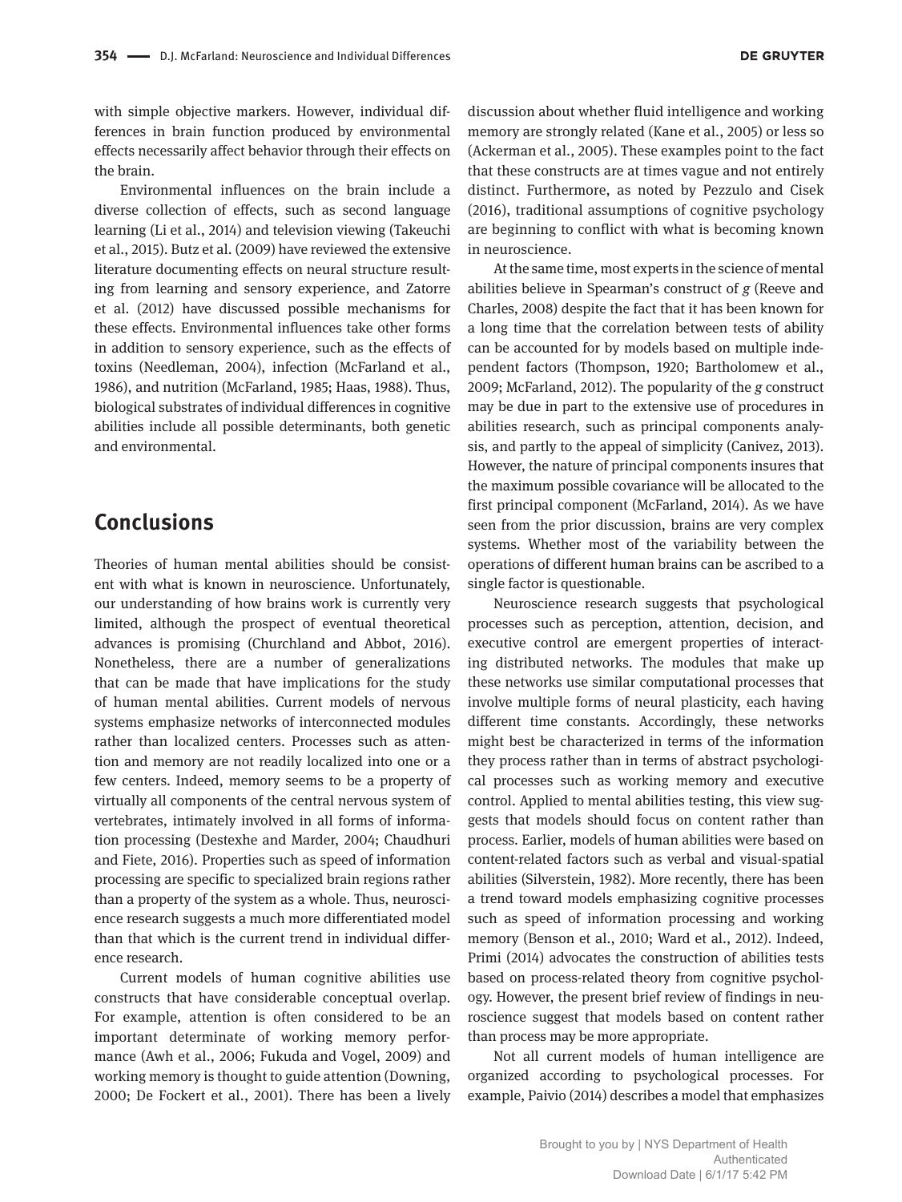with simple objective markers. However, individual differences in brain function produced by environmental effects necessarily affect behavior through their effects on the brain.

Environmental influences on the brain include a diverse collection of effects, such as second language learning (Li et al., 2014) and television viewing (Takeuchi et al., 2015). Butz et al. (2009) have reviewed the extensive literature documenting effects on neural structure resulting from learning and sensory experience, and Zatorre et al. (2012) have discussed possible mechanisms for these effects. Environmental influences take other forms in addition to sensory experience, such as the effects of toxins (Needleman, 2004), infection (McFarland et al., 1986), and nutrition (McFarland, 1985; Haas, 1988). Thus, biological substrates of individual differences in cognitive abilities include all possible determinants, both genetic and environmental.

## Conclusions

Theories of human mental abilities should be consistent with what is known in neuroscience. Unfortunately, our understanding of how brains work is currently very limited, although the prospect of eventual theoretical advances is promising (Churchland and Abbot, 2016). Nonetheless, there are a number of generalizations that can be made that have implications for the study of human mental abilities. Current models of nervous systems emphasize networks of interconnected modules rather than localized centers. Processes such as attention and memory are not readily localized into one or a few centers. Indeed, memory seems to be a property of virtually all components of the central nervous system of vertebrates, intimately involved in all forms of information processing (Destexhe and Marder, 2004; Chaudhuri and Fiete, 2016). Properties such as speed of information processing are specific to specialized brain regions rather than a property of the system as a whole. Thus, neuroscience research suggests a much more differentiated model than that which is the current trend in individual difference research.

Current models of human cognitive abilities use constructs that have considerable conceptual overlap. For example, attention is often considered to be an important determinate of working memory performance (Awh et al., 2006; Fukuda and Vogel, 2009) and working memory is thought to guide attention (Downing, 2000; De Fockert et al., 2001). There has been a lively discussion about whether fluid intelligence and working memory are strongly related (Kane et al., 2005) or less so (Ackerman et al., 2005). These examples point to the fact that these constructs are at times vague and not entirely distinct. Furthermore, as noted by Pezzulo and Cisek (2016), traditional assumptions of cognitive psychology are beginning to conflict with what is becoming known in neuroscience.

At the same time, most experts in the science of mental abilities believe in Spearman's construct of *g* (Reeve and Charles, 2008) despite the fact that it has been known for a long time that the correlation between tests of ability can be accounted for by models based on multiple independent factors (Thompson, 1920; Bartholomew et al., 2009; McFarland, 2012). The popularity of the *g* construct may be due in part to the extensive use of procedures in abilities research, such as principal components analysis, and partly to the appeal of simplicity (Canivez, 2013). However, the nature of principal components insures that the maximum possible covariance will be allocated to the first principal component (McFarland, 2014). As we have seen from the prior discussion, brains are very complex systems. Whether most of the variability between the operations of different human brains can be ascribed to a single factor is questionable.

Neuroscience research suggests that psychological processes such as perception, attention, decision, and executive control are emergent properties of interacting distributed networks. The modules that make up these networks use similar computational processes that involve multiple forms of neural plasticity, each having different time constants. Accordingly, these networks might best be characterized in terms of the information they process rather than in terms of abstract psychological processes such as working memory and executive control. Applied to mental abilities testing, this view suggests that models should focus on content rather than process. Earlier, models of human abilities were based on content-related factors such as verbal and visual-spatial abilities (Silverstein, 1982). More recently, there has been a trend toward models emphasizing cognitive processes such as speed of information processing and working memory (Benson et al., 2010; Ward et al., 2012). Indeed, Primi (2014) advocates the construction of abilities tests based on process-related theory from cognitive psychology. However, the present brief review of findings in neuroscience suggest that models based on content rather than process may be more appropriate.

Not all current models of human intelligence are organized according to psychological processes. For example, Paivio (2014) describes a model that emphasizes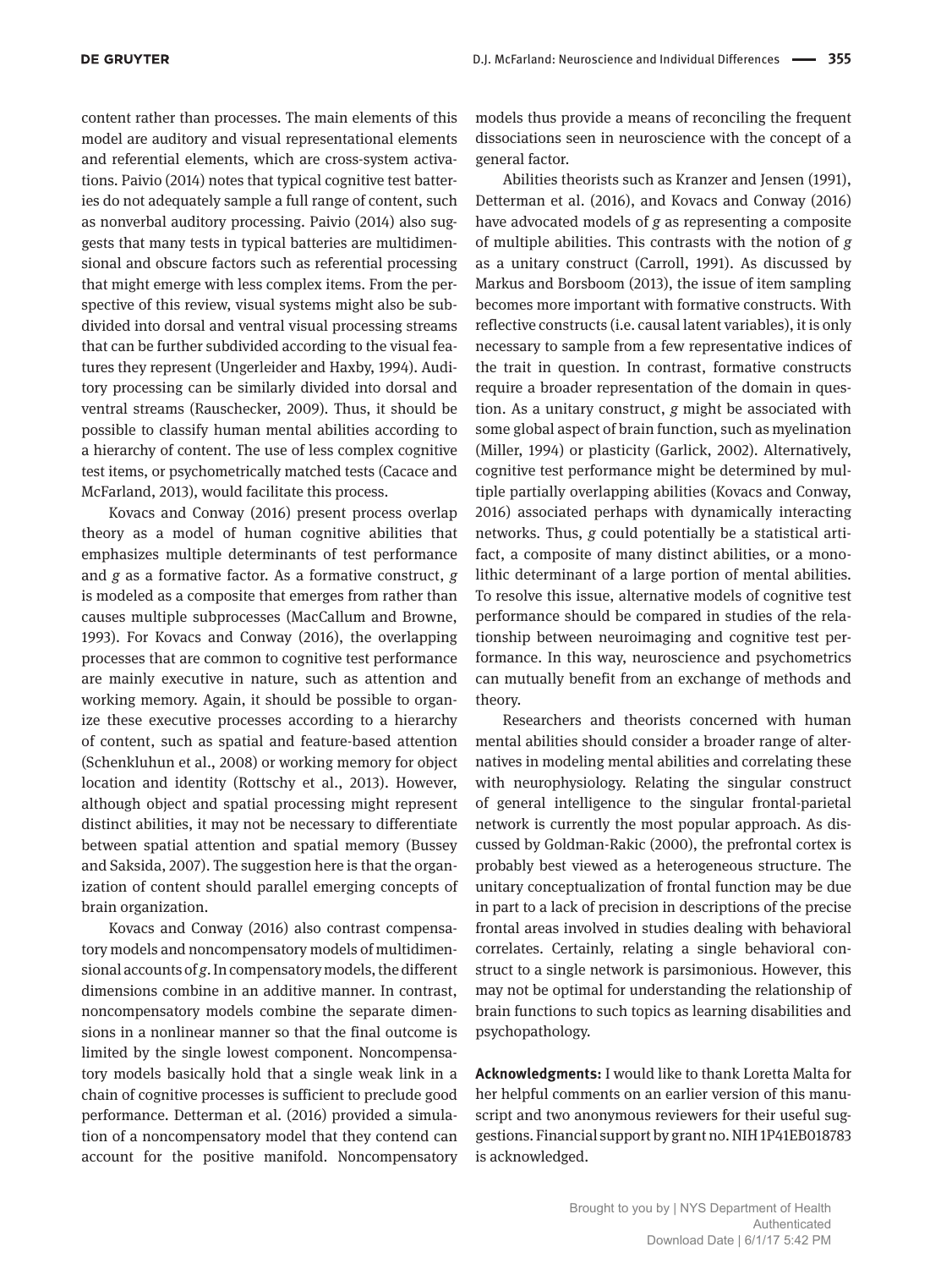content rather than processes. The main elements of this model are auditory and visual representational elements and referential elements, which are cross-system activations. Paivio (2014) notes that typical cognitive test batteries do not adequately sample a full range of content, such as nonverbal auditory processing. Paivio (2014) also suggests that many tests in typical batteries are multidimensional and obscure factors such as referential processing that might emerge with less complex items. From the perspective of this review, visual systems might also be subdivided into dorsal and ventral visual processing streams that can be further subdivided according to the visual features they represent (Ungerleider and Haxby, 1994). Auditory processing can be similarly divided into dorsal and ventral streams (Rauschecker, 2009). Thus, it should be possible to classify human mental abilities according to a hierarchy of content. The use of less complex cognitive test items, or psychometrically matched tests (Cacace and McFarland, 2013), would facilitate this process.

Kovacs and Conway (2016) present process overlap theory as a model of human cognitive abilities that emphasizes multiple determinants of test performance and *g* as a formative factor. As a formative construct, *g* is modeled as a composite that emerges from rather than causes multiple subprocesses (MacCallum and Browne, 1993). For Kovacs and Conway (2016), the overlapping processes that are common to cognitive test performance are mainly executive in nature, such as attention and working memory. Again, it should be possible to organize these executive processes according to a hierarchy of content, such as spatial and feature-based attention (Schenkluhun et al., 2008) or working memory for object location and identity (Rottschy et al., 2013). However, although object and spatial processing might represent distinct abilities, it may not be necessary to differentiate between spatial attention and spatial memory (Bussey and Saksida, 2007). The suggestion here is that the organization of content should parallel emerging concepts of brain organization.

Kovacs and Conway (2016) also contrast compensatory models and noncompensatory models of multidimensional accounts of *g*. In compensatory models, the different dimensions combine in an additive manner. In contrast, noncompensatory models combine the separate dimensions in a nonlinear manner so that the final outcome is limited by the single lowest component. Noncompensatory models basically hold that a single weak link in a chain of cognitive processes is sufficient to preclude good performance. Detterman et al. (2016) provided a simulation of a noncompensatory model that they contend can account for the positive manifold. Noncompensatory models thus provide a means of reconciling the frequent dissociations seen in neuroscience with the concept of a general factor.

Abilities theorists such as Kranzer and Jensen (1991), Detterman et al. (2016), and Kovacs and Conway (2016) have advocated models of *g* as representing a composite of multiple abilities. This contrasts with the notion of *g* as a unitary construct (Carroll, 1991). As discussed by Markus and Borsboom (2013), the issue of item sampling becomes more important with formative constructs. With reflective constructs (i.e. causal latent variables), it is only necessary to sample from a few representative indices of the trait in question. In contrast, formative constructs require a broader representation of the domain in question. As a unitary construct, *g* might be associated with some global aspect of brain function, such as myelination (Miller, 1994) or plasticity (Garlick, 2002). Alternatively, cognitive test performance might be determined by multiple partially overlapping abilities (Kovacs and Conway, 2016) associated perhaps with dynamically interacting networks. Thus, *g* could potentially be a statistical artifact, a composite of many distinct abilities, or a monolithic determinant of a large portion of mental abilities. To resolve this issue, alternative models of cognitive test performance should be compared in studies of the relationship between neuroimaging and cognitive test performance. In this way, neuroscience and psychometrics can mutually benefit from an exchange of methods and theory.

Researchers and theorists concerned with human mental abilities should consider a broader range of alternatives in modeling mental abilities and correlating these with neurophysiology. Relating the singular construct of general intelligence to the singular frontal-parietal network is currently the most popular approach. As discussed by Goldman-Rakic (2000), the prefrontal cortex is probably best viewed as a heterogeneous structure. The unitary conceptualization of frontal function may be due in part to a lack of precision in descriptions of the precise frontal areas involved in studies dealing with behavioral correlates. Certainly, relating a single behavioral construct to a single network is parsimonious. However, this may not be optimal for understanding the relationship of brain functions to such topics as learning disabilities and psychopathology.

**Acknowledgments:** I would like to thank Loretta Malta for her helpful comments on an earlier version of this manuscript and two anonymous reviewers for their useful suggestions. Financial support by grant no. NIH 1P41EB018783 is acknowledged.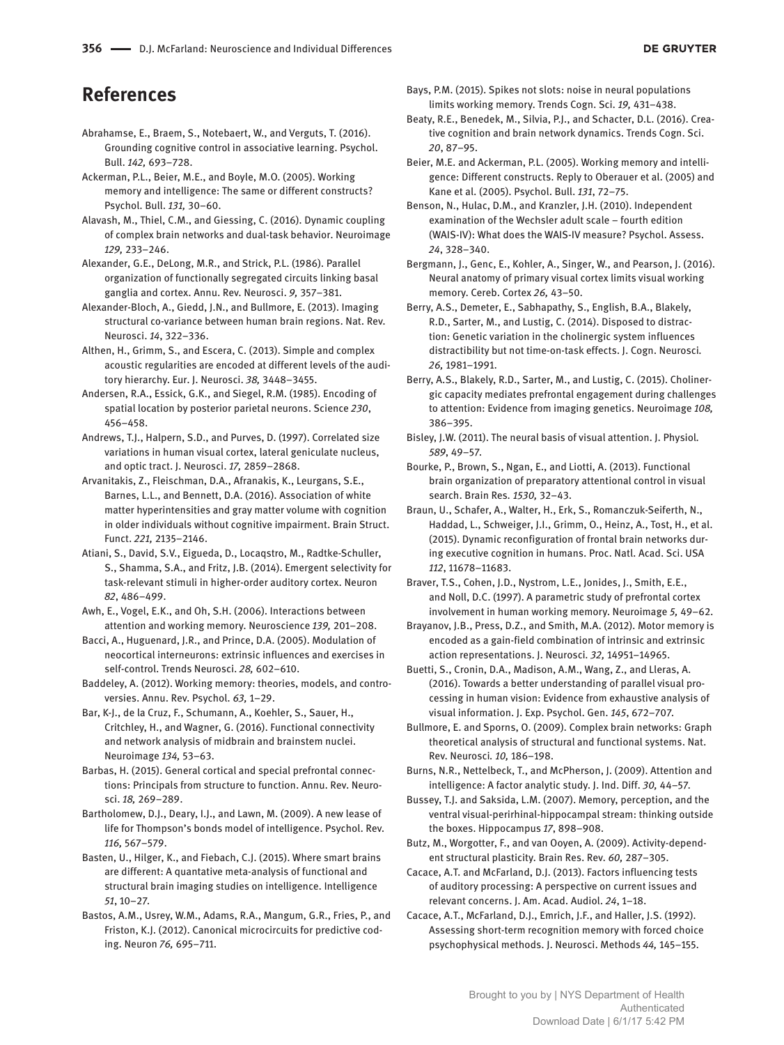## References

Abrahamse, E., Braem, S., Notebaert, W., and Verguts, T. (2016). Grounding cognitive control in associative learning. Psychol. Bull. *142,* 693–728.

Ackerman, P.L., Beier, M.E., and Boyle, M.O. (2005). Working memory and intelligence: The same or different constructs? Psychol. Bull. *131,* 30–60.

Alavash, M., Thiel, C.M., and Giessing, C. (2016). Dynamic coupling of complex brain networks and dual-task behavior. Neuroimage *129,* 233–246.

Alexander, G.E., DeLong, M.R., and Strick, P.L. (1986). Parallel organization of functionally segregated circuits linking basal ganglia and cortex. Annu. Rev. Neurosci. *9,* 357–381.

Alexander-Bloch, A., Giedd, J.N., and Bullmore, E. (2013). Imaging structural co-variance between human brain regions. Nat. Rev. Neurosci. *14*, 322–336.

Althen, H., Grimm, S., and Escera, C. (2013). Simple and complex acoustic regularities are encoded at different levels of the auditory hierarchy. Eur. J. Neurosci. *38,* 3448–3455.

Andersen, R.A., Essick, G.K., and Siegel, R.M. (1985). Encoding of spatial location by posterior parietal neurons. Science *230*, 456–458.

Andrews, T.J., Halpern, S.D., and Purves, D. (1997). Correlated size variations in human visual cortex, lateral geniculate nucleus, and optic tract. J. Neurosci. *17,* 2859–2868.

Arvanitakis, Z., Fleischman, D.A., Afranakis, K., Leurgans, S.E., Barnes, L.L., and Bennett, D.A. (2016). Association of white matter hyperintensities and gray matter volume with cognition in older individuals without cognitive impairment. Brain Struct. Funct. *221,* 2135–2146.

Atiani, S., David, S.V., Eigueda, D., Locaqstro, M., Radtke-Schuller, S., Shamma, S.A., and Fritz, J.B. (2014). Emergent selectivity for task-relevant stimuli in higher-order auditory cortex. Neuron *82*, 486–499.

Awh, E., Vogel, E.K., and Oh, S.H. (2006). Interactions between attention and working memory. Neuroscience *139,* 201–208.

Bacci, A., Huguenard, J.R., and Prince, D.A. (2005). Modulation of neocortical interneurons: extrinsic influences and exercises in self-control. Trends Neurosci. *28,* 602–610.

Baddeley, A. (2012). Working memory: theories, models, and controversies. Annu. Rev. Psychol. *63,* 1–29.

Bar, K-J., de la Cruz, F., Schumann, A., Koehler, S., Sauer, H., Critchley, H., and Wagner, G. (2016). Functional connectivity and network analysis of midbrain and brainstem nuclei. Neuroimage *134,* 53–63.

Barbas, H. (2015). General cortical and special prefrontal connections: Principals from structure to function. Annu. Rev. Neurosci. *18,* 269–289.

Bartholomew, D.J., Deary, I.J., and Lawn, M. (2009). A new lease of life for Thompson's bonds model of intelligence. Psychol. Rev. *116,* 567–579.

Basten, U., Hilger, K., and Fiebach, C.J. (2015). Where smart brains are different: A quantative meta-analysis of functional and structural brain imaging studies on intelligence. Intelligence *51*, 10–27.

Bastos, A.M., Usrey, W.M., Adams, R.A., Mangum, G.R., Fries, P., and Friston, K.J. (2012). Canonical microcircuits for predictive coding. Neuron *76,* 695–711.

Bays, P.M. (2015). Spikes not slots: noise in neural populations limits working memory. Trends Cogn. Sci. *19,* 431–438.

Beaty, R.E., Benedek, M., Silvia, P.J., and Schacter, D.L. (2016). Creative cognition and brain network dynamics. Trends Cogn. Sci. *20*, 87–95.

Beier, M.E. and Ackerman, P.L. (2005). Working memory and intelligence: Different constructs. Reply to Oberauer et al. (2005) and Kane et al. (2005). Psychol. Bull. *131*, 72–75.

Benson, N., Hulac, D.M., and Kranzler, J.H. (2010). Independent examination of the Wechsler adult scale – fourth edition (WAIS-IV): What does the WAIS-IV measure? Psychol. Assess. *24*, 328–340.

Bergmann, J., Genc, E., Kohler, A., Singer, W., and Pearson, J. (2016). Neural anatomy of primary visual cortex limits visual working memory. Cereb. Cortex *26,* 43–50.

Berry, A.S., Demeter, E., Sabhapathy, S., English, B.A., Blakely, R.D., Sarter, M., and Lustig, C. (2014). Disposed to distraction: Genetic variation in the cholinergic system influences distractibility but not time-on-task effects. J. Cogn. Neurosci. *26,* 1981–1991.

Berry, A.S., Blakely, R.D., Sarter, M., and Lustig, C. (2015). Cholinergic capacity mediates prefrontal engagement during challenges to attention: Evidence from imaging genetics. Neuroimage *108,* 386–395.

Bisley, J.W. (2011). The neural basis of visual attention. J. Physiol. *589*, 49–57.

Bourke, P., Brown, S., Ngan, E., and Liotti, A. (2013). Functional brain organization of preparatory attentional control in visual search. Brain Res. *1530,* 32–43.

Braun, U., Schafer, A., Walter, H., Erk, S., Romanczuk-Seiferth, N., Haddad, L., Schweiger, J.I., Grimm, O., Heinz, A., Tost, H., et al. (2015). Dynamic reconfiguration of frontal brain networks during executive cognition in humans. Proc. Natl. Acad. Sci. USA *112*, 11678–11683.

Braver, T.S., Cohen, J.D., Nystrom, L.E., Jonides, J., Smith, E.E., and Noll, D.C. (1997). A parametric study of prefrontal cortex involvement in human working memory. Neuroimage *5,* 49–62.

Brayanov, J.B., Press, D.Z., and Smith, M.A. (2012). Motor memory is encoded as a gain-field combination of intrinsic and extrinsic action representations. J. Neurosci. *32,* 14951–14965.

Buetti, S., Cronin, D.A., Madison, A.M., Wang, Z., and Lleras, A. (2016). Towards a better understanding of parallel visual processing in human vision: Evidence from exhaustive analysis of visual information. J. Exp. Psychol. Gen. *145*, 672–707.

Bullmore, E. and Sporns, O. (2009). Complex brain networks: Graph theoretical analysis of structural and functional systems. Nat. Rev. Neurosci. *10,* 186–198.

Burns, N.R., Nettelbeck, T., and McPherson, J. (2009). Attention and intelligence: A factor analytic study. J. Ind. Diff. *30,* 44–57.

Bussey, T.J. and Saksida, L.M. (2007). Memory, perception, and the ventral visual-perirhinal-hippocampal stream: thinking outside the boxes. Hippocampus *17*, 898–908.

Butz, M., Worgotter, F., and van Ooyen, A. (2009). Activity-dependent structural plasticity. Brain Res. Rev. *60,* 287–305.

Cacace, A.T. and McFarland, D.J. (2013). Factors influencing tests of auditory processing: A perspective on current issues and relevant concerns. J. Am. Acad. Audiol. *24*, 1–18.

Cacace, A.T., McFarland, D.J., Emrich, J.F., and Haller, J.S. (1992). Assessing short-term recognition memory with forced choice psychophysical methods. J. Neurosci. Methods *44,* 145–155.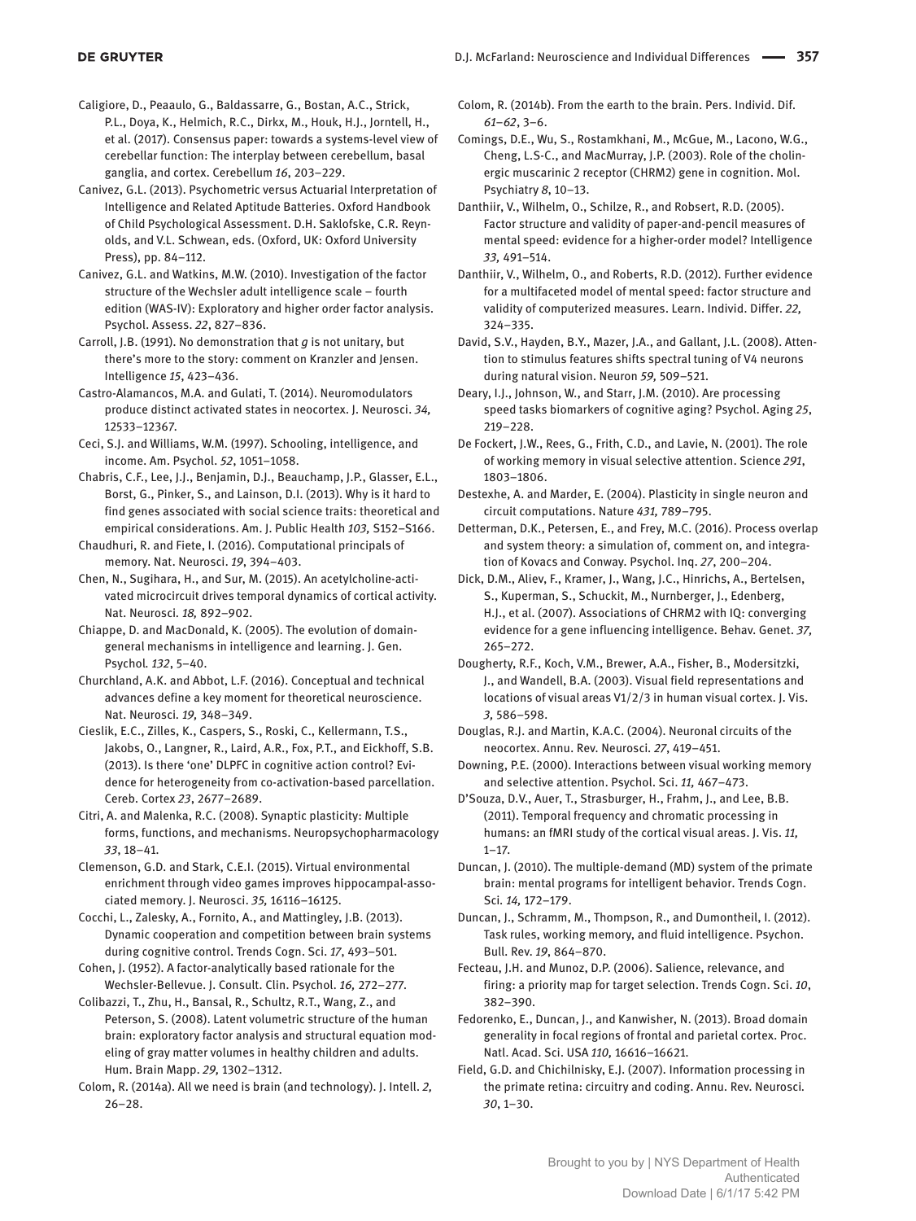Caligiore, D., Peaaulo, G., Baldassarre, G., Bostan, A.C., Strick, P.L., Doya, K., Helmich, R.C., Dirkx, M., Houk, H.J., Jorntell, H., et al. (2017). Consensus paper: towards a systems-level view of cerebellar function: The interplay between cerebellum, basal ganglia, and cortex. Cerebellum *16*, 203–229.

Canivez, G.L. (2013). Psychometric versus Actuarial Interpretation of Intelligence and Related Aptitude Batteries. Oxford Handbook of Child Psychological Assessment. D.H. Saklofske, C.R. Reynolds, and V.L. Schwean, eds. (Oxford, UK: Oxford University Press), pp. 84–112.

Canivez, G.L. and Watkins, M.W. (2010). Investigation of the factor structure of the Wechsler adult intelligence scale – fourth edition (WAS-IV): Exploratory and higher order factor analysis. Psychol. Assess. *22*, 827–836.

Carroll, J.B. (1991). No demonstration that *g* is not unitary, but there's more to the story: comment on Kranzler and Jensen. Intelligence *15*, 423–436.

Castro-Alamancos, M.A. and Gulati, T. (2014). Neuromodulators produce distinct activated states in neocortex. J. Neurosci. *34,* 12533–12367.

Ceci, S.J. and Williams, W.M. (1997). Schooling, intelligence, and income. Am. Psychol. *52*, 1051–1058.

Chabris, C.F., Lee, J.J., Benjamin, D.J., Beauchamp, J.P., Glasser, E.L., Borst, G., Pinker, S., and Lainson, D.I. (2013). Why is it hard to find genes associated with social science traits: theoretical and empirical considerations. Am. J. Public Health *103,* S152–S166.

Chaudhuri, R. and Fiete, I. (2016). Computational principals of memory. Nat. Neurosci. *19*, 394–403.

Chen, N., Sugihara, H., and Sur, M. (2015). An acetylcholine-activated microcircuit drives temporal dynamics of cortical activity. Nat. Neurosci. *18,* 892–902.

Chiappe, D. and MacDonald, K. (2005). The evolution of domain-general mechanisms in intelligence and learning. J. Gen. Psychol. *132*, 5–40.

Churchland, A.K. and Abbot, L.F. (2016). Conceptual and technical advances define a key moment for theoretical neuroscience. Nat. Neurosci. *19,* 348–349.

Cieslik, E.C., Zilles, K., Caspers, S., Roski, C., Kellermann, T.S., Jakobs, O., Langner, R., Laird, A.R., Fox, P.T., and Eickhoff, S.B. (2013). Is there 'one' DLPFC in cognitive action control? Evidence for heterogeneity from co-activation-based parcellation. Cereb. Cortex *23*, 2677–2689.

Citri, A. and Malenka, R.C. (2008). Synaptic plasticity: Multiple forms, functions, and mechanisms. Neuropsychopharmacology *33*, 18–41.

Clemenson, G.D. and Stark, C.E.I. (2015). Virtual environmental enrichment through video games improves hippocampal-associated memory. J. Neurosci. *35,* 16116–16125.

Cocchi, L., Zalesky, A., Fornito, A., and Mattingley, J.B. (2013). Dynamic cooperation and competition between brain systems during cognitive control. Trends Cogn. Sci. *17*, 493–501.

Cohen, J. (1952). A factor-analytically based rationale for the Wechsler-Bellevue. J. Consult. Clin. Psychol. *16,* 272–277.

Colibazzi, T., Zhu, H., Bansal, R., Schultz, R.T., Wang, Z., and Peterson, S. (2008). Latent volumetric structure of the human brain: exploratory factor analysis and structural equation modeling of gray matter volumes in healthy children and adults. Hum. Brain Mapp. *29,* 1302–1312.

Colom, R. (2014a). All we need is brain (and technology). J. Intell. *2,* 26–28.

Colom, R. (2014b). From the earth to the brain. Pers. Individ. Dif. *61–62*, 3–6.

Comings, D.E., Wu, S., Rostamkhani, M., McGue, M., Lacono, W.G., Cheng, L.S-C., and MacMurray, J.P. (2003). Role of the cholinergic muscarinic 2 receptor (CHRM2) gene in cognition. Mol. Psychiatry *8*, 10–13.

Danthiir, V., Wilhelm, O., Schilze, R., and Robsert, R.D. (2005). Factor structure and validity of paper-and-pencil measures of mental speed: evidence for a higher-order model? Intelligence *33,* 491–514.

Danthiir, V., Wilhelm, O., and Roberts, R.D. (2012). Further evidence for a multifaceted model of mental speed: factor structure and validity of computerized measures. Learn. Individ. Differ. *22,* 324–335.

David, S.V., Hayden, B.Y., Mazer, J.A., and Gallant, J.L. (2008). Attention to stimulus features shifts spectral tuning of V4 neurons during natural vision. Neuron *59,* 509–521.

Deary, I.J., Johnson, W., and Starr, J.M. (2010). Are processing speed tasks biomarkers of cognitive aging? Psychol. Aging *25*, 219–228.

De Fockert, J.W., Rees, G., Frith, C.D., and Lavie, N. (2001). The role of working memory in visual selective attention. Science *291*, 1803–1806.

Destexhe, A. and Marder, E. (2004). Plasticity in single neuron and circuit computations. Nature *431,* 789–795.

Detterman, D.K., Petersen, E., and Frey, M.C. (2016). Process overlap and system theory: a simulation of, comment on, and integration of Kovacs and Conway. Psychol. Inq. *27*, 200–204.

Dick, D.M., Aliev, F., Kramer, J., Wang, J.C., Hinrichs, A., Bertelsen, S., Kuperman, S., Schuckit, M., Nurnberger, J., Edenberg, H.J., et al. (2007). Associations of CHRM2 with IQ: converging evidence for a gene influencing intelligence. Behav. Genet. *37,* 265–272.

Dougherty, R.F., Koch, V.M., Brewer, A.A., Fisher, B., Modersitzki, J., and Wandell, B.A. (2003). Visual field representations and locations of visual areas V1/2/3 in human visual cortex. J. Vis. *3,* 586–598.

Douglas, R.J. and Martin, K.A.C. (2004). Neuronal circuits of the neocortex. Annu. Rev. Neurosci. *27*, 419–451.

Downing, P.E. (2000). Interactions between visual working memory and selective attention. Psychol. Sci. *11,* 467–473.

D'Souza, D.V., Auer, T., Strasburger, H., Frahm, J., and Lee, B.B. (2011). Temporal frequency and chromatic processing in humans: an fMRI study of the cortical visual areas. J. Vis. *11,* 1–17.

Duncan, J. (2010). The multiple-demand (MD) system of the primate brain: mental programs for intelligent behavior. Trends Cogn. Sci. *14,* 172–179.

Duncan, J., Schramm, M., Thompson, R., and Dumontheil, I. (2012). Task rules, working memory, and fluid intelligence. Psychon. Bull. Rev. *19*, 864–870.

Fecteau, J.H. and Munoz, D.P. (2006). Salience, relevance, and firing: a priority map for target selection. Trends Cogn. Sci. *10*, 382–390.

Fedorenko, E., Duncan, J., and Kanwisher, N. (2013). Broad domain generality in focal regions of frontal and parietal cortex. Proc. Natl. Acad. Sci. USA *110,* 16616–16621.

Field, G.D. and Chichilnisky, E.J. (2007). Information processing in the primate retina: circuitry and coding. Annu. Rev. Neurosci. *30*, 1–30.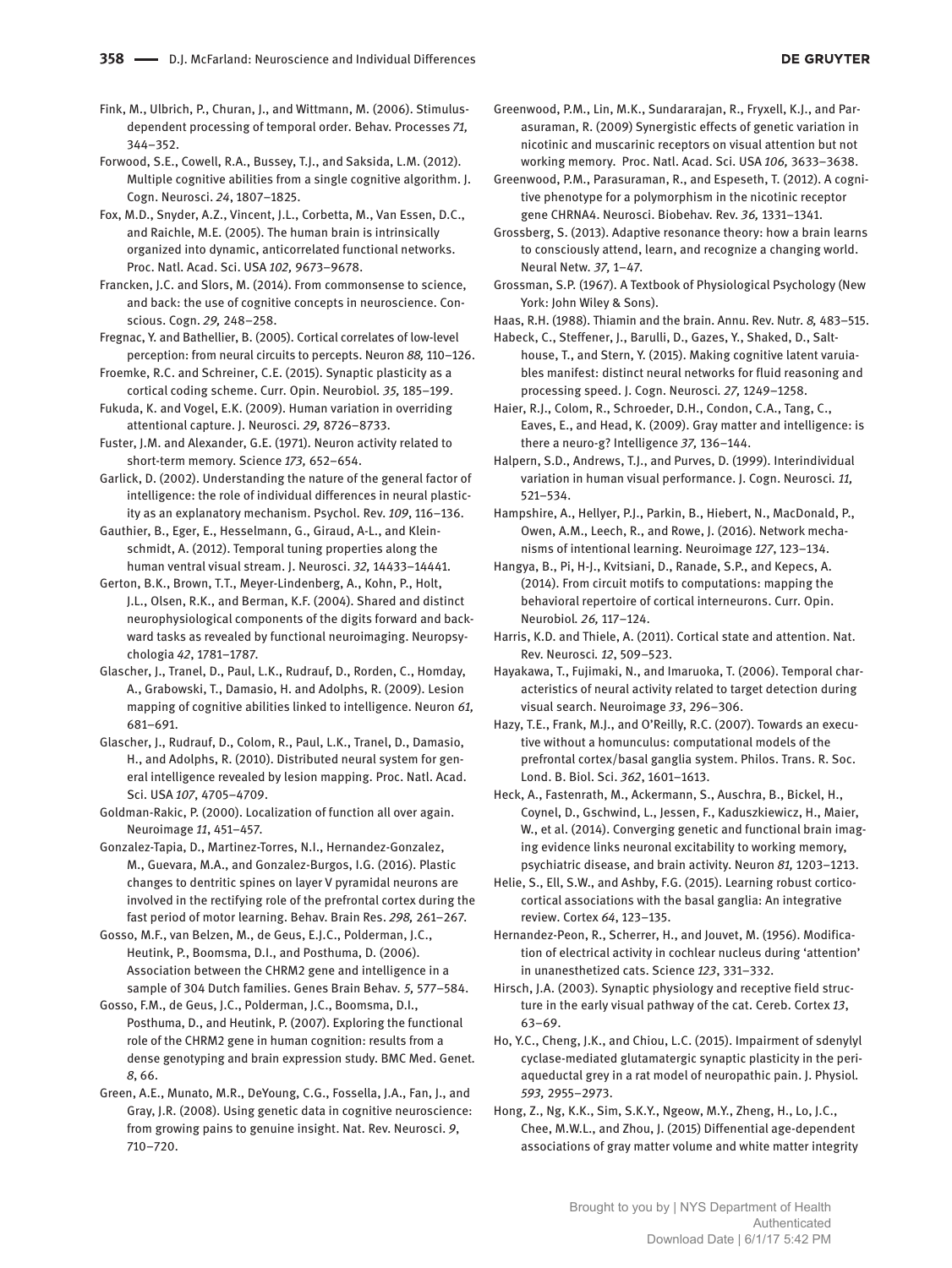Fink, M., Ulbrich, P., Churan, J., and Wittmann, M. (2006). Stimulus-dependent processing of temporal order. Behav. Processes *71*, 344–352.

Forwood, S.E., Cowell, R.A., Bussey, T.J., and Saksida, L.M. (2012). Multiple cognitive abilities from a single cognitive algorithm. J. Cogn. Neurosci. *24*, 1807–1825.

Fox, M.D., Snyder, A.Z., Vincent, J.L., Corbetta, M., Van Essen, D.C., and Raichle, M.E. (2005). The human brain is intrinsically organized into dynamic, anticorrelated functional networks. Proc. Natl. Acad. Sci. USA *102*, 9673–9678.

Francken, J.C. and Slors, M. (2014). From commonsense to science, and back: the use of cognitive concepts in neuroscience. Conscious. Cogn. *29*, 248–258.

Fregnac, Y. and Bathellier, B. (2005). Cortical correlates of low-level perception: from neural circuits to percepts. Neuron *88*, 110–126.

Froemke, R.C. and Schreiner, C.E. (2015). Synaptic plasticity as a cortical coding scheme. Curr. Opin. Neurobiol. *35*, 185–199.

Fukuda, K. and Vogel, E.K. (2009). Human variation in overriding attentional capture. J. Neurosci. *29*, 8726–8733.

Fuster, J.M. and Alexander, G.E. (1971). Neuron activity related to short-term memory. Science *173*, 652–654.

Garlick, D. (2002). Understanding the nature of the general factor of intelligence: the role of individual differences in neural plasticity as an explanatory mechanism. Psychol. Rev. *109*, 116–136.

Gauthier, B., Eger, E., Hesselmann, G., Giraud, A-L., and Kleinschmidt, A. (2012). Temporal tuning properties along the human ventral visual stream. J. Neurosci. *32*, 14433–14441.

Gerton, B.K., Brown, T.T., Meyer-Lindenberg, A., Kohn, P., Holt, J.L., Olsen, R.K., and Berman, K.F. (2004). Shared and distinct neurophysiological components of the digits forward and backward tasks as revealed by functional neuroimaging. Neuropsychologia *42*, 1781–1787.

Glascher, J., Tranel, D., Paul, L.K., Rudrauf, D., Rorden, C., Homday, A., Grabowski, T., Damasio, H. and Adolphs, R. (2009). Lesion mapping of cognitive abilities linked to intelligence. Neuron *61*, 681–691.

Glascher, J., Rudrauf, D., Colom, R., Paul, L.K., Tranel, D., Damasio, H., and Adolphs, R. (2010). Distributed neural system for general intelligence revealed by lesion mapping. Proc. Natl. Acad. Sci. USA *107*, 4705–4709.

Goldman-Rakic, P. (2000). Localization of function all over again. Neuroimage *11*, 451–457.

Gonzalez-Tapia, D., Martinez-Torres, N.I., Hernandez-Gonzalez, M., Guevara, M.A., and Gonzalez-Burgos, I.G. (2016). Plastic changes to dentritic spines on layer V pyramidal neurons are involved in the rectifying role of the prefrontal cortex during the fast period of motor learning. Behav. Brain Res. *298*, 261–267.

Gosso, M.F., van Belzen, M., de Geus, E.J.C., Polderman, J.C., Heutink, P., Boomsma, D.I., and Posthuma, D. (2006). Association between the CHRM2 gene and intelligence in a sample of 304 Dutch families. Genes Brain Behav. *5*, 577–584.

Gosso, F.M., de Geus, J.C., Polderman, J.C., Boomsma, D.I., Posthuma, D., and Heutink, P. (2007). Exploring the functional role of the CHRM2 gene in human cognition: results from a dense genotyping and brain expression study. BMC Med. Genet. *8*, 66.

Green, A.E., Munato, M.R., DeYoung, C.G., Fossella, J.A., Fan, J., and Gray, J.R. (2008). Using genetic data in cognitive neuroscience: from growing pains to genuine insight. Nat. Rev. Neurosci. *9*, 710–720.

Greenwood, P.M., Lin, M.K., Sundararajan, R., Fryxell, K.J., and Parasuraman, R. (2009) Synergistic effects of genetic variation in nicotinic and muscarinic receptors on visual attention but not working memory. Proc. Natl. Acad. Sci. USA *106*, 3633–3638.

Greenwood, P.M., Parasuraman, R., and Espeseth, T. (2012). A cognitive phenotype for a polymorphism in the nicotinic receptor gene CHRNA4. Neurosci. Biobehav. Rev. *36*, 1331–1341.

Grossberg, S. (2013). Adaptive resonance theory: how a brain learns to consciously attend, learn, and recognize a changing world. Neural Netw. *37*, 1–47.

Grossman, S.P. (1967). A Textbook of Physiological Psychology (New York: John Wiley & Sons).

Haas, R.H. (1988). Thiamin and the brain. Annu. Rev. Nutr. *8*, 483–515.

Habeck, C., Steffener, J., Barulli, D., Gazes, Y., Shaked, D., Salthouse, T., and Stern, Y. (2015). Making cognitive latent varuiables manifest: distinct neural networks for fluid reasoning and processing speed. J. Cogn. Neurosci. *27*, 1249–1258.

Haier, R.J., Colom, R., Schroeder, D.H., Condon, C.A., Tang, C., Eaves, E., and Head, K. (2009). Gray matter and intelligence: is there a neuro-g? Intelligence *37*, 136–144.

Halpern, S.D., Andrews, T.J., and Purves, D. (1999). Interindividual variation in human visual performance. J. Cogn. Neurosci. *11*, 521–534.

Hampshire, A., Hellyer, P.J., Parkin, B., Hiebert, N., MacDonald, P., Owen, A.M., Leech, R., and Rowe, J. (2016). Network mechanisms of intentional learning. Neuroimage *127*, 123–134.

Hangya, B., Pi, H-J., Kvitsiani, D., Ranade, S.P., and Kepecs, A. (2014). From circuit motifs to computations: mapping the behavioral repertoire of cortical interneurons. Curr. Opin. Neurobiol. *26*, 117–124.

Harris, K.D. and Thiele, A. (2011). Cortical state and attention. Nat. Rev. Neurosci. *12*, 509–523.

Hayakawa, T., Fujimaki, N., and Imaruoka, T. (2006). Temporal characteristics of neural activity related to target detection during visual search. Neuroimage *33*, 296–306.

Hazy, T.E., Frank, M.J., and O'Reilly, R.C. (2007). Towards an executive without a homunculus: computational models of the prefrontal cortex/basal ganglia system. Philos. Trans. R. Soc. Lond. B. Biol. Sci. *362*, 1601–1613.

Heck, A., Fastenrath, M., Ackermann, S., Auschra, B., Bickel, H., Coynel, D., Gschwind, L., Jessen, F., Kaduszkiewicz, H., Maier, W., et al. (2014). Converging genetic and functional brain imaging evidence links neuronal excitability to working memory, psychiatric disease, and brain activity. Neuron *81*, 1203–1213.

Helie, S., Ell, S.W., and Ashby, F.G. (2015). Learning robust corticocortical associations with the basal ganglia: An integrative review. Cortex *64*, 123–135.

Hernandez-Peon, R., Scherrer, H., and Jouvet, M. (1956). Modification of electrical activity in cochlear nucleus during 'attention' in unanesthetized cats. Science *123*, 331–332.

Hirsch, J.A. (2003). Synaptic physiology and receptive field structure in the early visual pathway of the cat. Cereb. Cortex *13*, 63–69.

Ho, Y.C., Cheng, J.K., and Chiou, L.C. (2015). Impairment of sdenylyl cyclase-mediated glutamatergic synaptic plasticity in the periaqueductal grey in a rat model of neuropathic pain. J. Physiol. *593*, 2955–2973.

Hong, Z., Ng, K.K., Sim, S.K.Y., Ngeow, M.Y., Zheng, H., Lo, J.C., Chee, M.W.L., and Zhou, J. (2015) Differential age-dependent associations of gray matter volume and white matter integrity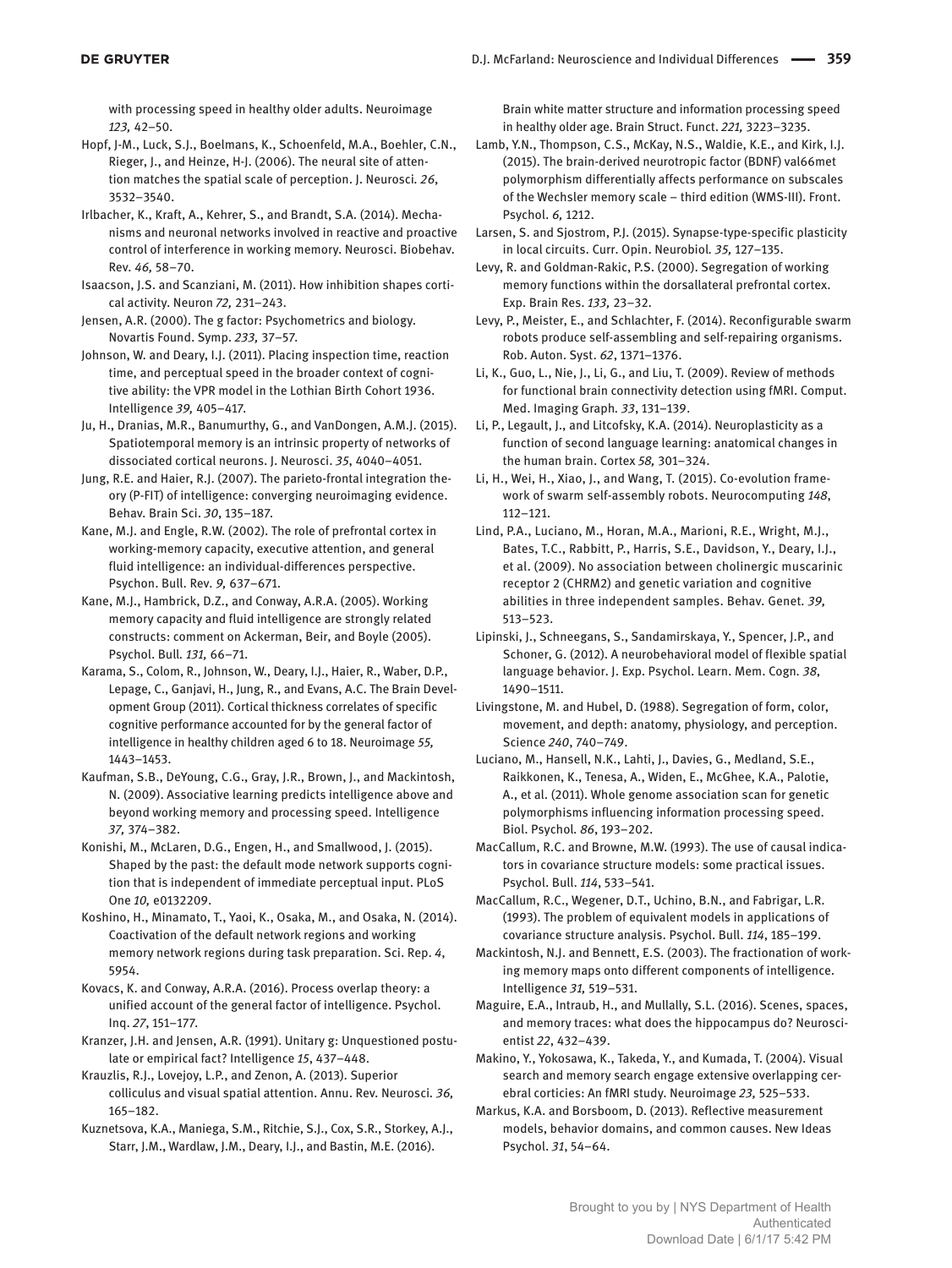with processing speed in healthy older adults. Neuroimage *123,* 42–50.

Hopf, J-M., Luck, S.J., Boelmans, K., Schoenfeld, M.A., Boehler, C.N., Rieger, J., and Heinze, H-J. (2006). The neural site of attention matches the spatial scale of perception. J. Neurosci. *26*, 3532–3540.

Irlbacher, K., Kraft, A., Kehrer, S., and Brandt, S.A. (2014). Mechanisms and neuronal networks involved in reactive and proactive control of interference in working memory. Neurosci. Biobehav. Rev. *46,* 58–70.

Isaacson, J.S. and Scanziani, M. (2011). How inhibition shapes cortical activity. Neuron *72,* 231–243.

Jensen, A.R. (2000). The g factor: Psychometrics and biology. Novartis Found. Symp. *233,* 37–57.

Johnson, W. and Deary, I.J. (2011). Placing inspection time, reaction time, and perceptual speed in the broader context of cognitive ability: the VPR model in the Lothian Birth Cohort 1936. Intelligence *39,* 405–417.

Ju, H., Dranias, M.R., Banumurthy, G., and VanDongen, A.M.J. (2015). Spatiotemporal memory is an intrinsic property of networks of dissociated cortical neurons. J. Neurosci. *35*, 4040–4051.

Jung, R.E. and Haier, R.J. (2007). The parieto-frontal integration theory (P-FIT) of intelligence: converging neuroimaging evidence. Behav. Brain Sci. *30*, 135–187.

Kane, M.J. and Engle, R.W. (2002). The role of prefrontal cortex in working-memory capacity, executive attention, and general fluid intelligence: an individual-differences perspective. Psychon. Bull. Rev. *9,* 637–671.

Kane, M.J., Hambrick, D.Z., and Conway, A.R.A. (2005). Working memory capacity and fluid intelligence are strongly related constructs: comment on Ackerman, Beir, and Boyle (2005). Psychol. Bull. *131,* 66–71.

Karama, S., Colom, R., Johnson, W., Deary, I.J., Haier, R., Waber, D.P., Lepage, C., Ganjavi, H., Jung, R., and Evans, A.C. The Brain Development Group (2011). Cortical thickness correlates of specific cognitive performance accounted for by the general factor of intelligence in healthy children aged 6 to 18. Neuroimage *55,* 1443–1453.

Kaufman, S.B., DeYoung, C.G., Gray, J.R., Brown, J., and Mackintosh, N. (2009). Associative learning predicts intelligence above and beyond working memory and processing speed. Intelligence *37,* 374–382.

Konishi, M., McLaren, D.G., Engen, H., and Smallwood, J. (2015). Shaped by the past: the default mode network supports cognition that is independent of immediate perceptual input. PLoS One *10,* e0132209.

Koshino, H., Minamato, T., Yaoi, K., Osaka, M., and Osaka, N. (2014). Coactivation of the default network regions and working memory network regions during task preparation. Sci. Rep. *4*, 5954.

Kovacs, K. and Conway, A.R.A. (2016). Process overlap theory: a unified account of the general factor of intelligence. Psychol. Inq. *27*, 151–177.

Kranzer, J.H. and Jensen, A.R. (1991). Unitary g: Unquestioned postulate or empirical fact? Intelligence *15*, 437–448.

Krauzlis, R.J., Lovejoy, L.P., and Zenon, A. (2013). Superior colliculus and visual spatial attention. Annu. Rev. Neurosci. *36,* 165–182.

Kuznetsova, K.A., Maniega, S.M., Ritchie, S.J., Cox, S.R., Storkey, A.J., Starr, J.M., Wardlaw, J.M., Deary, I.J., and Bastin, M.E. (2016). Brain white matter structure and information processing speed in healthy older age. Brain Struct. Funct. *221,* 3223–3235.

Lamb, Y.N., Thompson, C.S., McKay, N.S., Waldie, K.E., and Kirk, I.J. (2015). The brain-derived neurotropic factor (BDNF) val66met polymorphism differentially affects performance on subscales of the Wechsler memory scale – third edition (WMS-III). Front. Psychol. *6,* 1212.

Larsen, S. and Sjostrom, P.J. (2015). Synapse-type-specific plasticity in local circuits. Curr. Opin. Neurobiol. *35,* 127–135.

Levy, R. and Goldman-Rakic, P.S. (2000). Segregation of working memory functions within the dorsallateral prefrontal cortex. Exp. Brain Res. *133,* 23–32.

Levy, P., Meister, E., and Schlachter, F. (2014). Reconfigurable swarm robots produce self-assembling and self-repairing organisms. Rob. Auton. Syst. *62*, 1371–1376.

Li, K., Guo, L., Nie, J., Li, G., and Liu, T. (2009). Review of methods for functional brain connectivity detection using fMRI. Comput. Med. Imaging Graph. *33*, 131–139.

Li, P., Legault, J., and Litcofsky, K.A. (2014). Neuroplasticity as a function of second language learning: anatomical changes in the human brain. Cortex *58,* 301–324.

Li, H., Wei, H., Xiao, J., and Wang, T. (2015). Co-evolution framework of swarm self-assembly robots. Neurocomputing *148*, 112–121.

Lind, P.A., Luciano, M., Horan, M.A., Marioni, R.E., Wright, M.J., Bates, T.C., Rabbitt, P., Harris, S.E., Davidson, Y., Deary, I.J., et al. (2009). No association between cholinergic muscarinic receptor 2 (CHRM2) and genetic variation and cognitive abilities in three independent samples. Behav. Genet. *39,* 513–523.

Lipinski, J., Schneegans, S., Sandamirskaya, Y., Spencer, J.P., and Schoner, G. (2012). A neurobehavioral model of flexible spatial language behavior. J. Exp. Psychol. Learn. Mem. Cogn. *38*, 1490–1511.

Livingstone, M. and Hubel, D. (1988). Segregation of form, color, movement, and depth: anatomy, physiology, and perception. Science *240*, 740–749.

Luciano, M., Hansell, N.K., Lahti, J., Davies, G., Medland, S.E., Raikkonen, K., Tenesa, A., Widen, E., McGhee, K.A., Palotie, A., et al. (2011). Whole genome association scan for genetic polymorphisms influencing information processing speed. Biol. Psychol. *86*, 193–202.

MacCallum, R.C. and Browne, M.W. (1993). The use of causal indicators in covariance structure models: some practical issues. Psychol. Bull. *114*, 533–541.

MacCallum, R.C., Wegener, D.T., Uchino, B.N., and Fabrigar, L.R. (1993). The problem of equivalent models in applications of covariance structure analysis. Psychol. Bull. *114*, 185–199.

Mackintosh, N.J. and Bennett, E.S. (2003). The fractionation of working memory maps onto different components of intelligence. Intelligence *31,* 519–531.

Maguire, E.A., Intraub, H., and Mullally, S.L. (2016). Scenes, spaces, and memory traces: what does the hippocampus do? Neuroscientist *22*, 432–439.

Makino, Y., Yokosawa, K., Takeda, Y., and Kumada, T. (2004). Visual search and memory search engage extensive overlapping cerebral corticies: An fMRI study. Neuroimage *23,* 525–533.

Markus, K.A. and Borsboom, D. (2013). Reflective measurement models, behavior domains, and common causes. New Ideas Psychol. *31*, 54–64.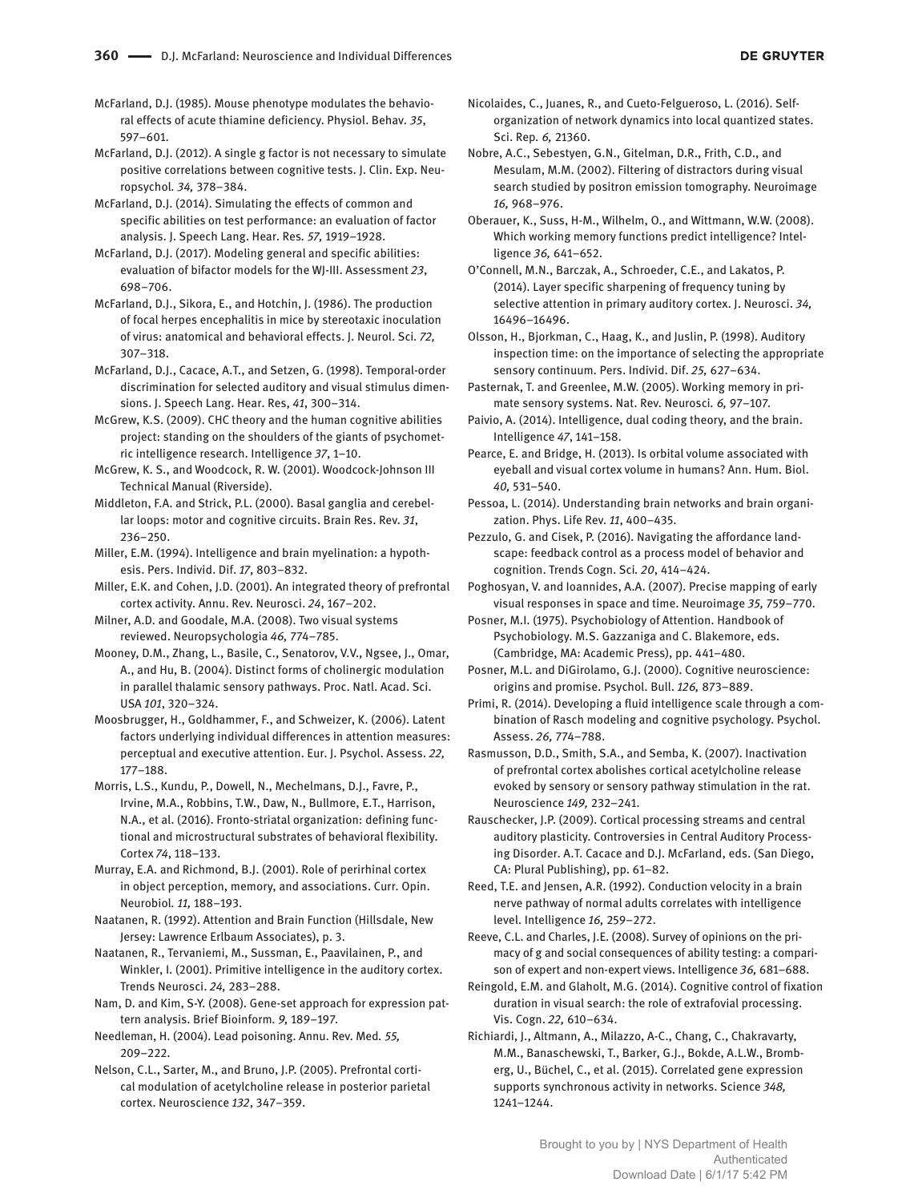McFarland, D.J. (1985). Mouse phenotype modulates the behavioral effects of acute thiamine deficiency. Physiol. Behav. *35*, 597–601.

McFarland, D.J. (2012). A single g factor is not necessary to simulate positive correlations between cognitive tests. J. Clin. Exp. Neuropsychol. *34,* 378–384.

McFarland, D.J. (2014). Simulating the effects of common and specific abilities on test performance: an evaluation of factor analysis. J. Speech Lang. Hear. Res. *57,* 1919–1928.

McFarland, D.J. (2017). Modeling general and specific abilities: evaluation of bifactor models for the WJ-III. Assessment *23*, 698–706.

McFarland, D.J., Sikora, E., and Hotchin, J. (1986). The production of focal herpes encephalitis in mice by stereotaxic inoculation of virus: anatomical and behavioral effects. J. Neurol. Sci. *72,* 307–318.

McFarland, D.J., Cacace, A.T., and Setzen, G. (1998). Temporal-order discrimination for selected auditory and visual stimulus dimensions. J. Speech Lang. Hear. Res, *41*, 300–314.

McGrew, K.S. (2009). CHC theory and the human cognitive abilities project: standing on the shoulders of the giants of psychometric intelligence research. Intelligence *37*, 1–10.

McGrew, K. S., and Woodcock, R. W. (2001). Woodcock-Johnson III Technical Manual (Riverside).

Middleton, F.A. and Strick, P.L. (2000). Basal ganglia and cerebellar loops: motor and cognitive circuits. Brain Res. Rev. *31*, 236–250.

Miller, E.M. (1994). Intelligence and brain myelination: a hypothesis. Pers. Individ. Dif. *17*, 803–832.

Miller, E.K. and Cohen, J.D. (2001). An integrated theory of prefrontal cortex activity. Annu. Rev. Neurosci. *24*, 167–202.

Milner, A.D. and Goodale, M.A. (2008). Two visual systems reviewed. Neuropsychologia *46,* 774–785.

Mooney, D.M., Zhang, L., Basile, C., Senatorov, V.V., Ngsee, J., Omar, A., and Hu, B. (2004). Distinct forms of cholinergic modulation in parallel thalamic sensory pathways. Proc. Natl. Acad. Sci. USA *101*, 320–324.

Moosbrugger, H., Goldhammer, F., and Schweizer, K. (2006). Latent factors underlying individual differences in attention measures: perceptual and executive attention. Eur. J. Psychol. Assess. *22,* 177–188.

Morris, L.S., Kundu, P., Dowell, N., Mechelmans, D.J., Favre, P., Irvine, M.A., Robbins, T.W., Daw, N., Bullmore, E.T., Harrison, N.A., et al. (2016). Fronto-striatal organization: defining functional and microstructural substrates of behavioral flexibility. Cortex *74*, 118–133.

Murray, E.A. and Richmond, B.J. (2001). Role of perirhinal cortex in object perception, memory, and associations. Curr. Opin. Neurobiol. *11,* 188–193.

Naatanen, R. (1992). Attention and Brain Function (Hillsdale, New Jersey: Lawrence Erlbaum Associates), p. 3.

Naatanen, R., Tervaniemi, M., Sussman, E., Paavilainen, P., and Winkler, I. (2001). Primitive intelligence in the auditory cortex. Trends Neurosci. *24,* 283–288.

Nam, D. and Kim, S-Y. (2008). Gene-set approach for expression pattern analysis. Brief Bioinform. *9,* 189–197.

Needleman, H. (2004). Lead poisoning. Annu. Rev. Med. *55,* 209–222.

Nelson, C.L., Sarter, M., and Bruno, J.P. (2005). Prefrontal cortical modulation of acetylcholine release in posterior parietal cortex. Neuroscience *132*, 347–359.

Nicolaides, C., Juanes, R., and Cueto-Felgueroso, L. (2016). Self-organization of network dynamics into local quantized states. Sci. Rep. *6,* 21360.

Nobre, A.C., Sebestyen, G.N., Gitelman, D.R., Frith, C.D., and Mesulam, M.M. (2002). Filtering of distractors during visual search studied by positron emission tomography. Neuroimage *16,* 968–976.

Oberauer, K., Suss, H-M., Wilhelm, O., and Wittmann, W.W. (2008). Which working memory functions predict intelligence? Intelligence *36,* 641–652.

O'Connell, M.N., Barczak, A., Schroeder, C.E., and Lakatos, P. (2014). Layer specific sharpening of frequency tuning by selective attention in primary auditory cortex. J. Neurosci. *34,* 16496–16496.

Olsson, H., Bjorkman, C., Haag, K., and Juslin, P. (1998). Auditory inspection time: on the importance of selecting the appropriate sensory continuum. Pers. Individ. Dif. *25,* 627–634.

Pasternak, T. and Greenlee, M.W. (2005). Working memory in primate sensory systems. Nat. Rev. Neurosci. *6,* 97–107.

Paivio, A. (2014). Intelligence, dual coding theory, and the brain. Intelligence *47*, 141–158.

Pearce, E. and Bridge, H. (2013). Is orbital volume associated with eyeball and visual cortex volume in humans? Ann. Hum. Biol. *40,* 531–540.

Pessoa, L. (2014). Understanding brain networks and brain organization. Phys. Life Rev. *11*, 400–435.

Pezzulo, G. and Cisek, P. (2016). Navigating the affordance landscape: feedback control as a process model of behavior and cognition. Trends Cogn. Sci. *20*, 414–424.

Poghosyan, V. and Ioannides, A.A. (2007). Precise mapping of early visual responses in space and time. Neuroimage *35,* 759–770.

Posner, M.I. (1975). Psychobiology of Attention. Handbook of Psychobiology. M.S. Gazzaniga and C. Blakemore, eds. (Cambridge, MA: Academic Press), pp. 441–480.

Posner, M.L. and DiGirolamo, G.J. (2000). Cognitive neuroscience: origins and promise. Psychol. Bull. *126,* 873–889.

Primi, R. (2014). Developing a fluid intelligence scale through a combination of Rasch modeling and cognitive psychology. Psychol. Assess. *26,* 774–788.

Rasmusson, D.D., Smith, S.A., and Semba, K. (2007). Inactivation of prefrontal cortex abolishes cortical acetylcholine release evoked by sensory or sensory pathway stimulation in the rat. Neuroscience *149,* 232–241.

Rauschecker, J.P. (2009). Cortical processing streams and central auditory plasticity. Controversies in Central Auditory Processing Disorder. A.T. Cacace and D.J. McFarland, eds. (San Diego, CA: Plural Publishing), pp. 61–82.

Reed, T.E. and Jensen, A.R. (1992). Conduction velocity in a brain nerve pathway of normal adults correlates with intelligence level. Intelligence *16,* 259–272.

Reeve, C.L. and Charles, J.E. (2008). Survey of opinions on the primacy of g and social consequences of ability testing: a comparison of expert and non-expert views. Intelligence *36,* 681–688.

Reingold, E.M. and Glaholt, M.G. (2014). Cognitive control of fixation duration in visual search: the role of extrafovial processing. Vis. Cogn. *22,* 610–634.

Richiardi, J., Altmann, A., Milazzo, A-C., Chang, C., Chakravarty, M.M., Banaschewski, T., Barker, G.J., Bokde, A.L.W., Bromberg, U., Büchel, C., et al. (2015). Correlated gene expression supports synchronous activity in networks. Science *348,* 1241–1244.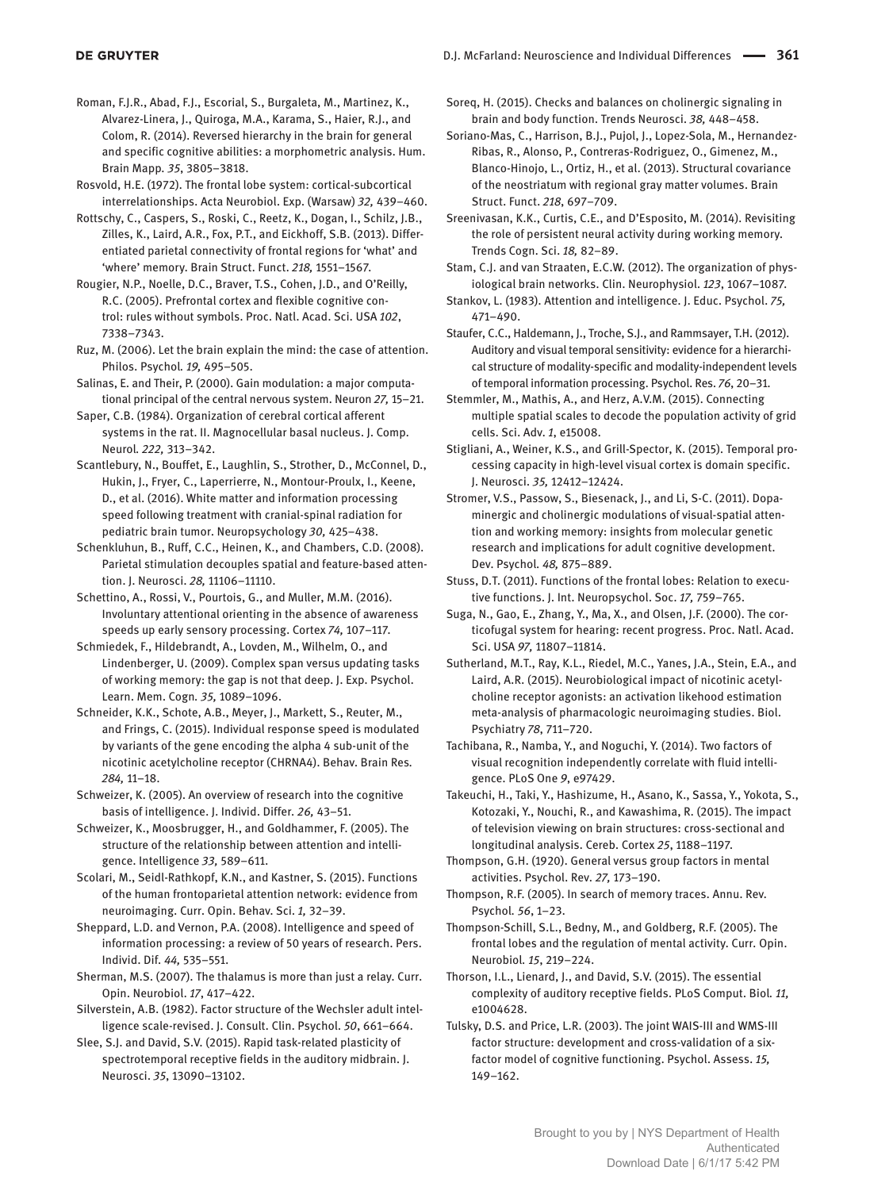Roman, F.J.R., Abad, F.J., Escorial, S., Burgaleta, M., Martinez, K., Alvarez-Linera, J., Quiroga, M.A., Karama, S., Haier, R.J., and Colom, R. (2014). Reversed hierarchy in the brain for general and specific cognitive abilities: a morphometric analysis. Hum. Brain Mapp. *35*, 3805–3818.

Rosvold, H.E. (1972). The frontal lobe system: cortical-subcortical interrelationships. Acta Neurobiol. Exp. (Warsaw) *32,* 439–460.

Rottschy, C., Caspers, S., Roski, C., Reetz, K., Dogan, I., Schilz, J.B., Zilles, K., Laird, A.R., Fox, P.T., and Eickhoff, S.B. (2013). Differentiated parietal connectivity of frontal regions for 'what' and 'where' memory. Brain Struct. Funct. *218,* 1551–1567.

Rougier, N.P., Noelle, D.C., Braver, T.S., Cohen, J.D., and O'Reilly, R.C. (2005). Prefrontal cortex and flexible cognitive control: rules without symbols. Proc. Natl. Acad. Sci. USA *102*, 7338–7343.

Ruz, M. (2006). Let the brain explain the mind: the case of attention. Philos. Psychol. *19,* 495–505.

Salinas, E. and Their, P. (2000). Gain modulation: a major computational principal of the central nervous system. Neuron *27,* 15–21.

Saper, C.B. (1984). Organization of cerebral cortical afferent systems in the rat. II. Magnocellular basal nucleus. J. Comp. Neurol. *222,* 313–342.

Scantlebury, N., Bouffet, E., Laughlin, S., Strother, D., McConnel, D., Hukin, J., Fryer, C., Laperrierre, N., Montour-Proulx, I., Keene, D., et al. (2016). White matter and information processing speed following treatment with cranial-spinal radiation for pediatric brain tumor. Neuropsychology *30,* 425–438.

Schenkluhun, B., Ruff, C.C., Heinen, K., and Chambers, C.D. (2008). Parietal stimulation decouples spatial and feature-based attention. J. Neurosci. *28,* 11106–11110.

Schettino, A., Rossi, V., Pourtois, G., and Muller, M.M. (2016). Involuntary attentional orienting in the absence of awareness speeds up early sensory processing. Cortex *74,* 107–117.

Schmiedek, F., Hildebrandt, A., Lovden, M., Wilhelm, O., and Lindenberger, U. (2009). Complex span versus updating tasks of working memory: the gap is not that deep. J. Exp. Psychol. Learn. Mem. Cogn. *35,* 1089–1096.

Schneider, K.K., Schote, A.B., Meyer, J., Markett, S., Reuter, M., and Frings, C. (2015). Individual response speed is modulated by variants of the gene encoding the alpha 4 sub-unit of the nicotinic acetylcholine receptor (CHRNA4). Behav. Brain Res. *284,* 11–18.

Schweizer, K. (2005). An overview of research into the cognitive basis of intelligence. J. Individ. Differ. *26,* 43–51.

Schweizer, K., Moosbrugger, H., and Goldhammer, F. (2005). The structure of the relationship between attention and intelligence. Intelligence *33,* 589–611.

Scolari, M., Seidl-Rathkopf, K.N., and Kastner, S. (2015). Functions of the human frontoparietal attention network: evidence from neuroimaging. Curr. Opin. Behav. Sci. *1,* 32–39.

Sheppard, L.D. and Vernon, P.A. (2008). Intelligence and speed of information processing: a review of 50 years of research. Pers. Individ. Dif. *44,* 535–551.

Sherman, M.S. (2007). The thalamus is more than just a relay. Curr. Opin. Neurobiol. *17*, 417–422.

Silverstein, A.B. (1982). Factor structure of the Wechsler adult intelligence scale-revised. J. Consult. Clin. Psychol. *50*, 661–664.

Slee, S.J. and David, S.V. (2015). Rapid task-related plasticity of spectrotemporal receptive fields in the auditory midbrain. J. Neurosci. *35*, 13090–13102.

Soreq, H. (2015). Checks and balances on cholinergic signaling in brain and body function. Trends Neurosci. *38,* 448–458.

Soriano-Mas, C., Harrison, B.J., Pujol, J., Lopez-Sola, M., Hernandez-Ribas, R., Alonso, P., Contreras-Rodriguez, O., Gimenez, M., Blanco-Hinojo, L., Ortiz, H., et al. (2013). Structural covariance of the neostriatum with regional gray matter volumes. Brain Struct. Funct. *218*, 697–709.

Sreenivasan, K.K., Curtis, C.E., and D'Esposito, M. (2014). Revisiting the role of persistent neural activity during working memory. Trends Cogn. Sci. *18,* 82–89.

Stam, C.J. and van Straaten, E.C.W. (2012). The organization of physiological brain networks. Clin. Neurophysiol. *123*, 1067–1087.

Stankov, L. (1983). Attention and intelligence. J. Educ. Psychol. *75,* 471–490.

Staufer, C.C., Haldemann, J., Troche, S.J., and Rammsayer, T.H. (2012). Auditory and visual temporal sensitivity: evidence for a hierarchical structure of modality-specific and modality-independent levels of temporal information processing. Psychol. Res. *76*, 20–31.

Stemmler, M., Mathis, A., and Herz, A.V.M. (2015). Connecting multiple spatial scales to decode the population activity of grid cells. Sci. Adv. *1*, e15008.

Stigliani, A., Weiner, K.S., and Grill-Spector, K. (2015). Temporal processing capacity in high-level visual cortex is domain specific. J. Neurosci. *35,* 12412–12424.

Stromer, V.S., Passow, S., Biesenack, J., and Li, S-C. (2011). Dopaminergic and cholinergic modulations of visual-spatial attention and working memory: insights from molecular genetic research and implications for adult cognitive development. Dev. Psychol. *48,* 875–889.

Stuss, D.T. (2011). Functions of the frontal lobes: Relation to executive functions. J. Int. Neuropsychol. Soc. *17,* 759–765.

Suga, N., Gao, E., Zhang, Y., Ma, X., and Olsen, J.F. (2000). The corticofugal system for hearing: recent progress. Proc. Natl. Acad. Sci. USA *97,* 11807–11814.

Sutherland, M.T., Ray, K.L., Riedel, M.C., Yanes, J.A., Stein, E.A., and Laird, A.R. (2015). Neurobiological impact of nicotinic acetylcholine receptor agonists: an activation likehood estimation meta-analysis of pharmacologic neuroimaging studies. Biol. Psychiatry *78*, 711–720.

Tachibana, R., Namba, Y., and Noguchi, Y. (2014). Two factors of visual recognition independently correlate with fluid intelligence. PLoS One *9*, e97429.

Takeuchi, H., Taki, Y., Hashizume, H., Asano, K., Sassa, Y., Yokota, S., Kotozaki, Y., Nouchi, R., and Kawashima, R. (2015). The impact of television viewing on brain structures: cross-sectional and longitudinal analysis. Cereb. Cortex *25*, 1188–1197.

Thompson, G.H. (1920). General versus group factors in mental activities. Psychol. Rev. *27,* 173–190.

Thompson, R.F. (2005). In search of memory traces. Annu. Rev. Psychol. *56*, 1–23.

Thompson-Schill, S.L., Bedny, M., and Goldberg, R.F. (2005). The frontal lobes and the regulation of mental activity. Curr. Opin. Neurobiol. *15*, 219–224.

Thorson, I.L., Lienard, J., and David, S.V. (2015). The essential complexity of auditory receptive fields. PLoS Comput. Biol. *11,* e1004628.

Tulsky, D.S. and Price, L.R. (2003). The joint WAIS-III and WMS-III factor structure: development and cross-validation of a six-factor model of cognitive functioning. Psychol. Assess. *15,* 149–162.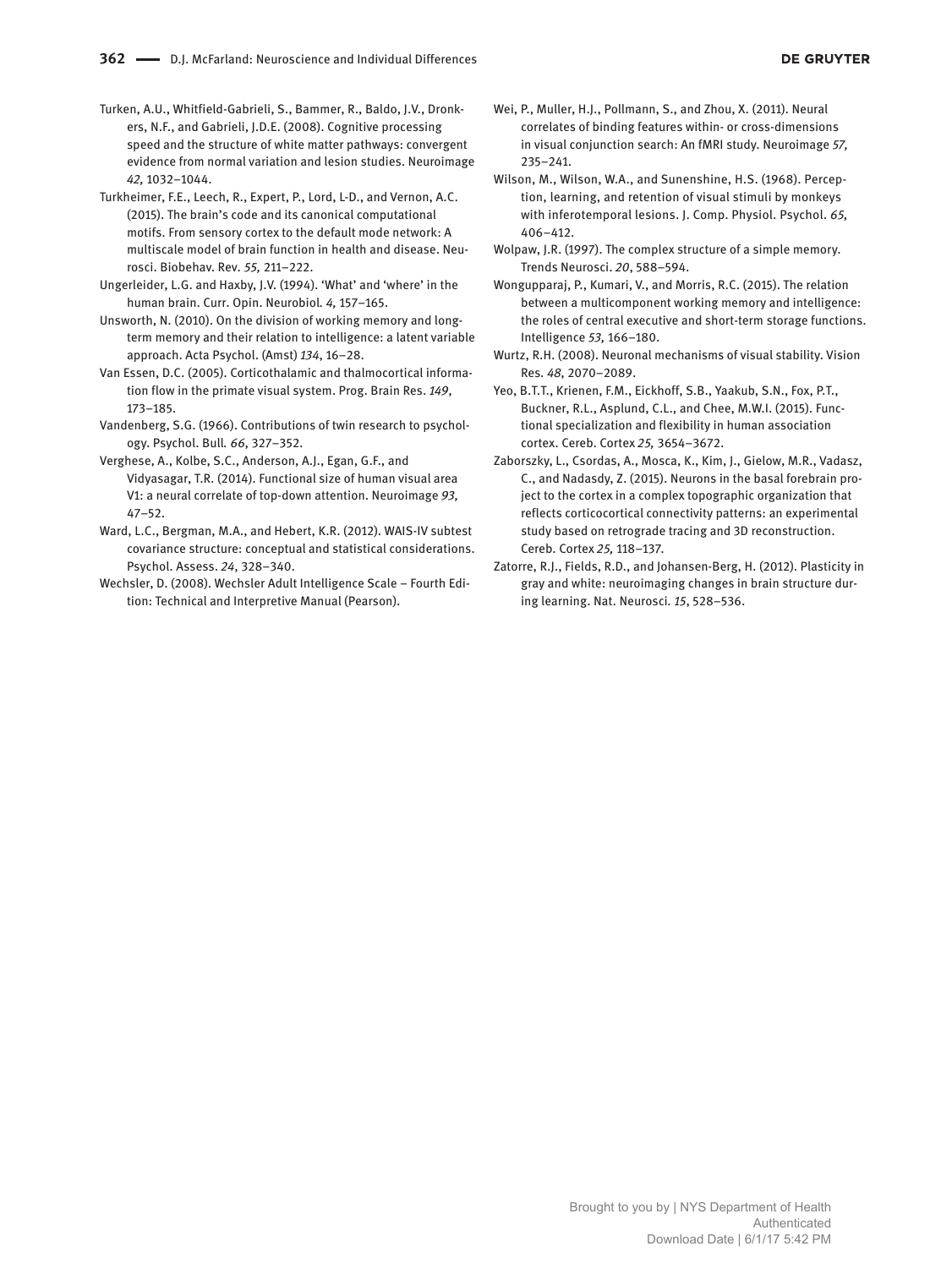Turken, A.U., Whitfield-Gabrieli, S., Bammer, R., Baldo, J.V., Dronkers, N.F., and Gabrieli, J.D.E. (2008). Cognitive processing speed and the structure of white matter pathways: convergent evidence from normal variation and lesion studies. Neuroimage *42,* 1032–1044.

Turkheimer, F.E., Leech, R., Expert, P., Lord, L-D., and Vernon, A.C. (2015). The brain's code and its canonical computational motifs. From sensory cortex to the default mode network: A multiscale model of brain function in health and disease. Neurosci. Biobehav. Rev. *55,* 211–222.

Ungerleider, L.G. and Haxby, J.V. (1994). 'What' and 'where' in the human brain. Curr. Opin. Neurobiol. *4,* 157–165.

Unsworth, N. (2010). On the division of working memory and long-term memory and their relation to intelligence: a latent variable approach. Acta Psychol. (Amst) *134*, 16–28.

Van Essen, D.C. (2005). Corticothalamic and thalmocortical information flow in the primate visual system. Prog. Brain Res. *149*, 173–185.

Vandenberg, S.G. (1966). Contributions of twin research to psychology. Psychol. Bull. *66*, 327–352.

Verghese, A., Kolbe, S.C., Anderson, A.J., Egan, G.F., and Vidyasagar, T.R. (2014). Functional size of human visual area V1: a neural correlate of top-down attention. Neuroimage *93,* 47–52.

Ward, L.C., Bergman, M.A., and Hebert, K.R. (2012). WAIS-IV subtest covariance structure: conceptual and statistical considerations. Psychol. Assess. *24*, 328–340.

Wechsler, D. (2008). Wechsler Adult Intelligence Scale – Fourth Edition: Technical and Interpretive Manual (Pearson).

Wei, P., Muller, H.J., Pollmann, S., and Zhou, X. (2011). Neural correlates of binding features within- or cross-dimensions in visual conjunction search: An fMRI study. Neuroimage *57,* 235–241.

Wilson, M., Wilson, W.A., and Sunenshine, H.S. (1968). Perception, learning, and retention of visual stimuli by monkeys with inferotemporal lesions. J. Comp. Physiol. Psychol. *65,* 406–412.

Wolpaw, J.R. (1997). The complex structure of a simple memory. Trends Neurosci. *20*, 588–594.

Wongupparaj, P., Kumari, V., and Morris, R.C. (2015). The relation between a multicomponent working memory and intelligence: the roles of central executive and short-term storage functions. Intelligence *53,* 166–180.

Wurtz, R.H. (2008). Neuronal mechanisms of visual stability. Vision Res. *48*, 2070–2089.

Yeo, B.T.T., Krienen, F.M., Eickhoff, S.B., Yaakub, S.N., Fox, P.T., Buckner, R.L., Asplund, C.L., and Chee, M.W.I. (2015). Functional specialization and flexibility in human association cortex. Cereb. Cortex *25,* 3654–3672.

Zaborszky, L., Csordas, A., Mosca, K., Kim, J., Gielow, M.R., Vadasz, C., and Nadasdy, Z. (2015). Neurons in the basal forebrain project to the cortex in a complex topographic organization that reflects corticocortical connectivity patterns: an experimental study based on retrograde tracing and 3D reconstruction. Cereb. Cortex *25,* 118–137.

Zatorre, R.J., Fields, R.D., and Johansen-Berg, H. (2012). Plasticity in gray and white: neuroimaging changes in brain structure during learning. Nat. Neurosci. *15*, 528–536.